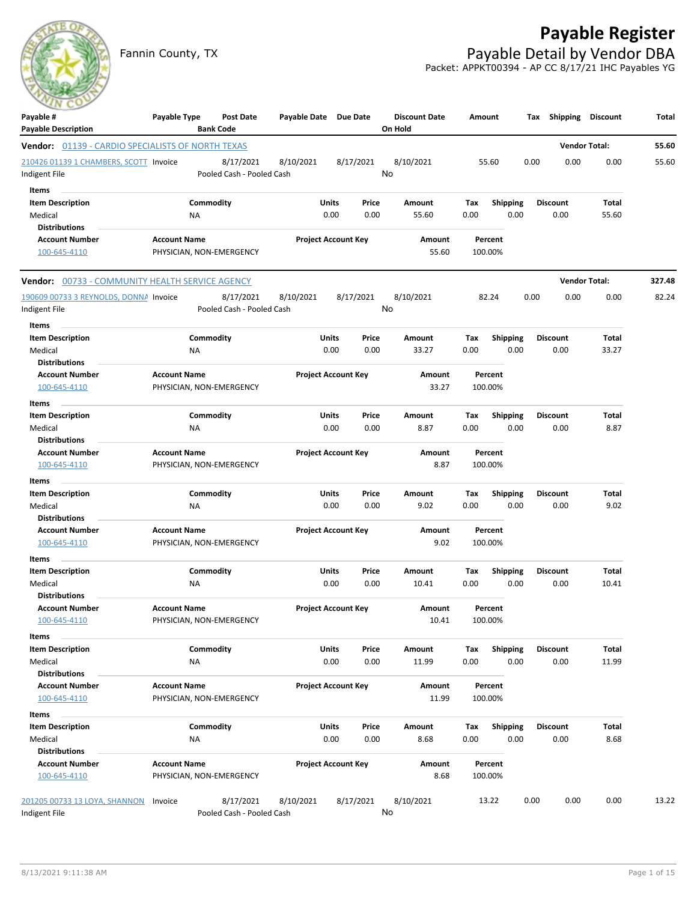# Payable Register

Fannin County, TX

## Payable Detail by Vendor DBA

Packet: APPKT00394 - AP CC 8/17/21 IHC Payables YG

| Payable # / Payable Description | Payable Type | Post Date / Bank Code | Payable Date | Due Date | Discount Date / On Hold | Amount | Tax | Shipping | Discount | Total |
|---|---|---|---|---|---|---|---|---|---|---|

**Vendor: 01139 - CARDIO SPECIALISTS OF NORTH TEXAS** — Vendor Total: 55.60

| Payable # / Payable Description | Payable Type | Post Date / Bank Code | Payable Date | Due Date | Discount Date / On Hold | Amount | Tax | Shipping | Discount | Total |
|---|---|---|---|---|---|---|---|---|---|---|
| 210426 01139 1 CHAMBERS, SCOTT / Indigent File | Invoice | 8/17/2021 / Pooled Cash - Pooled Cash | 8/10/2021 | 8/17/2021 | 8/10/2021 / No | 55.60 | 0.00 | 0.00 | 0.00 | 55.60 |

Items

| Item Description | Commodity | Units | Price | Amount | Tax | Shipping | Discount | Total |
|---|---|---|---|---|---|---|---|---|
| Medical | NA | 0.00 | 0.00 | 55.60 | 0.00 | 0.00 | 0.00 | 55.60 |

Distributions

| Account Number | Account Name | Project Account Key | Amount | Percent |
|---|---|---|---|---|
| 100-645-4110 | PHYSICIAN, NON-EMERGENCY | | 55.60 | 100.00% |

**Vendor: 00733 - COMMUNITY HEALTH SERVICE AGENCY** — Vendor Total: 327.48

| Payable # / Payable Description | Payable Type | Post Date / Bank Code | Payable Date | Due Date | Discount Date / On Hold | Amount | Tax | Shipping | Discount | Total |
|---|---|---|---|---|---|---|---|---|---|---|
| 190609 00733 3 REYNOLDS, DONNA / Indigent File | Invoice | 8/17/2021 / Pooled Cash - Pooled Cash | 8/10/2021 | 8/17/2021 | 8/10/2021 / No | 82.24 | 0.00 | 0.00 | 0.00 | 82.24 |

Items

| Item Description | Commodity | Units | Price | Amount | Tax | Shipping | Discount | Total |
|---|---|---|---|---|---|---|---|---|
| Medical | NA | 0.00 | 0.00 | 33.27 | 0.00 | 0.00 | 0.00 | 33.27 |

Distributions

| Account Number | Account Name | Project Account Key | Amount | Percent |
|---|---|---|---|---|
| 100-645-4110 | PHYSICIAN, NON-EMERGENCY | | 33.27 | 100.00% |

Items

| Item Description | Commodity | Units | Price | Amount | Tax | Shipping | Discount | Total |
|---|---|---|---|---|---|---|---|---|
| Medical | NA | 0.00 | 0.00 | 8.87 | 0.00 | 0.00 | 0.00 | 8.87 |

Distributions

| Account Number | Account Name | Project Account Key | Amount | Percent |
|---|---|---|---|---|
| 100-645-4110 | PHYSICIAN, NON-EMERGENCY | | 8.87 | 100.00% |

Items

| Item Description | Commodity | Units | Price | Amount | Tax | Shipping | Discount | Total |
|---|---|---|---|---|---|---|---|---|
| Medical | NA | 0.00 | 0.00 | 9.02 | 0.00 | 0.00 | 0.00 | 9.02 |

Distributions

| Account Number | Account Name | Project Account Key | Amount | Percent |
|---|---|---|---|---|
| 100-645-4110 | PHYSICIAN, NON-EMERGENCY | | 9.02 | 100.00% |

Items

| Item Description | Commodity | Units | Price | Amount | Tax | Shipping | Discount | Total |
|---|---|---|---|---|---|---|---|---|
| Medical | NA | 0.00 | 0.00 | 10.41 | 0.00 | 0.00 | 0.00 | 10.41 |

Distributions

| Account Number | Account Name | Project Account Key | Amount | Percent |
|---|---|---|---|---|
| 100-645-4110 | PHYSICIAN, NON-EMERGENCY | | 10.41 | 100.00% |

Items

| Item Description | Commodity | Units | Price | Amount | Tax | Shipping | Discount | Total |
|---|---|---|---|---|---|---|---|---|
| Medical | NA | 0.00 | 0.00 | 11.99 | 0.00 | 0.00 | 0.00 | 11.99 |

Distributions

| Account Number | Account Name | Project Account Key | Amount | Percent |
|---|---|---|---|---|
| 100-645-4110 | PHYSICIAN, NON-EMERGENCY | | 11.99 | 100.00% |

Items

| Item Description | Commodity | Units | Price | Amount | Tax | Shipping | Discount | Total |
|---|---|---|---|---|---|---|---|---|
| Medical | NA | 0.00 | 0.00 | 8.68 | 0.00 | 0.00 | 0.00 | 8.68 |

Distributions

| Account Number | Account Name | Project Account Key | Amount | Percent |
|---|---|---|---|---|
| 100-645-4110 | PHYSICIAN, NON-EMERGENCY | | 8.68 | 100.00% |

| Payable # / Payable Description | Payable Type | Post Date / Bank Code | Payable Date | Due Date | Discount Date / On Hold | Amount | Tax | Shipping | Discount | Total |
|---|---|---|---|---|---|---|---|---|---|---|
| 201205 00733 13 LOYA, SHANNON / Indigent File | Invoice | 8/17/2021 / Pooled Cash - Pooled Cash | 8/10/2021 | 8/17/2021 | 8/10/2021 / No | 13.22 | 0.00 | 0.00 | 0.00 | 13.22 |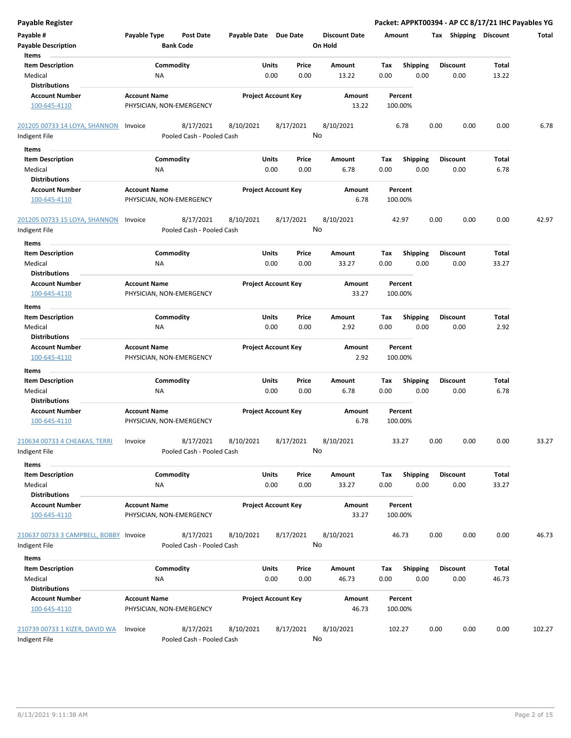**Payable Register** — Packet: APPKT00394 - AP CC 8/17/21 IHC Payables YG

| Payable # | Payable Type | Post Date | Payable Date | Due Date | Discount Date | Amount | Tax | Shipping | Discount | Total |
|---|---|---|---|---|---|---|---|---|---|---|
| Payable Description | | Bank Code | | | On Hold | | | | | |

**Items**

| Item Description | Commodity | Units | Price | Amount | Tax | Shipping | Discount | Total |
|---|---|---|---|---|---|---|---|---|
| Medical | NA | 0.00 | 0.00 | 13.22 | 0.00 | 0.00 | 0.00 | 13.22 |

**Distributions**

| Account Number | Account Name | Project Account Key | Amount | Percent |
|---|---|---|---|---|
| 100-645-4110 | PHYSICIAN, NON-EMERGENCY | | 13.22 | 100.00% |

---

| Payable # | Payable Type | Post Date | Payable Date | Due Date | Discount Date | Amount | Tax | Shipping | Discount | Total |
|---|---|---|---|---|---|---|---|---|---|---|
| 201205 00733 14 LOYA, SHANNON | Invoice | 8/17/2021 | 8/10/2021 | 8/17/2021 | 8/10/2021 | 6.78 | 0.00 | 0.00 | 0.00 | 6.78 |
| Indigent File | | Pooled Cash - Pooled Cash | | | No | | | | | |

**Items**

| Item Description | Commodity | Units | Price | Amount | Tax | Shipping | Discount | Total |
|---|---|---|---|---|---|---|---|---|
| Medical | NA | 0.00 | 0.00 | 6.78 | 0.00 | 0.00 | 0.00 | 6.78 |

**Distributions**

| Account Number | Account Name | Project Account Key | Amount | Percent |
|---|---|---|---|---|
| 100-645-4110 | PHYSICIAN, NON-EMERGENCY | | 6.78 | 100.00% |

---

| Payable # | Payable Type | Post Date | Payable Date | Due Date | Discount Date | Amount | Tax | Shipping | Discount | Total |
|---|---|---|---|---|---|---|---|---|---|---|
| 201205 00733 15 LOYA, SHANNON | Invoice | 8/17/2021 | 8/10/2021 | 8/17/2021 | 8/10/2021 | 42.97 | 0.00 | 0.00 | 0.00 | 42.97 |
| Indigent File | | Pooled Cash - Pooled Cash | | | No | | | | | |

**Items**

| Item Description | Commodity | Units | Price | Amount | Tax | Shipping | Discount | Total |
|---|---|---|---|---|---|---|---|---|
| Medical | NA | 0.00 | 0.00 | 33.27 | 0.00 | 0.00 | 0.00 | 33.27 |

**Distributions**

| Account Number | Account Name | Project Account Key | Amount | Percent |
|---|---|---|---|---|
| 100-645-4110 | PHYSICIAN, NON-EMERGENCY | | 33.27 | 100.00% |

**Items**

| Item Description | Commodity | Units | Price | Amount | Tax | Shipping | Discount | Total |
|---|---|---|---|---|---|---|---|---|
| Medical | NA | 0.00 | 0.00 | 2.92 | 0.00 | 0.00 | 0.00 | 2.92 |

**Distributions**

| Account Number | Account Name | Project Account Key | Amount | Percent |
|---|---|---|---|---|
| 100-645-4110 | PHYSICIAN, NON-EMERGENCY | | 2.92 | 100.00% |

**Items**

| Item Description | Commodity | Units | Price | Amount | Tax | Shipping | Discount | Total |
|---|---|---|---|---|---|---|---|---|
| Medical | NA | 0.00 | 0.00 | 6.78 | 0.00 | 0.00 | 0.00 | 6.78 |

**Distributions**

| Account Number | Account Name | Project Account Key | Amount | Percent |
|---|---|---|---|---|
| 100-645-4110 | PHYSICIAN, NON-EMERGENCY | | 6.78 | 100.00% |

---

| Payable # | Payable Type | Post Date | Payable Date | Due Date | Discount Date | Amount | Tax | Shipping | Discount | Total |
|---|---|---|---|---|---|---|---|---|---|---|
| 210634 00733 4 CHEAKAS, TERRI | Invoice | 8/17/2021 | 8/10/2021 | 8/17/2021 | 8/10/2021 | 33.27 | 0.00 | 0.00 | 0.00 | 33.27 |
| Indigent File | | Pooled Cash - Pooled Cash | | | No | | | | | |

**Items**

| Item Description | Commodity | Units | Price | Amount | Tax | Shipping | Discount | Total |
|---|---|---|---|---|---|---|---|---|
| Medical | NA | 0.00 | 0.00 | 33.27 | 0.00 | 0.00 | 0.00 | 33.27 |

**Distributions**

| Account Number | Account Name | Project Account Key | Amount | Percent |
|---|---|---|---|---|
| 100-645-4110 | PHYSICIAN, NON-EMERGENCY | | 33.27 | 100.00% |

---

| Payable # | Payable Type | Post Date | Payable Date | Due Date | Discount Date | Amount | Tax | Shipping | Discount | Total |
|---|---|---|---|---|---|---|---|---|---|---|
| 210637 00733 3 CAMPBELL, BOBBY | Invoice | 8/17/2021 | 8/10/2021 | 8/17/2021 | 8/10/2021 | 46.73 | 0.00 | 0.00 | 0.00 | 46.73 |
| Indigent File | | Pooled Cash - Pooled Cash | | | No | | | | | |

**Items**

| Item Description | Commodity | Units | Price | Amount | Tax | Shipping | Discount | Total |
|---|---|---|---|---|---|---|---|---|
| Medical | NA | 0.00 | 0.00 | 46.73 | 0.00 | 0.00 | 0.00 | 46.73 |

**Distributions**

| Account Number | Account Name | Project Account Key | Amount | Percent |
|---|---|---|---|---|
| 100-645-4110 | PHYSICIAN, NON-EMERGENCY | | 46.73 | 100.00% |

---

| Payable # | Payable Type | Post Date | Payable Date | Due Date | Discount Date | Amount | Tax | Shipping | Discount | Total |
|---|---|---|---|---|---|---|---|---|---|---|
| 210739 00733 1 KIZER, DAVID WA | Invoice | 8/17/2021 | 8/10/2021 | 8/17/2021 | 8/10/2021 | 102.27 | 0.00 | 0.00 | 0.00 | 102.27 |
| Indigent File | | Pooled Cash - Pooled Cash | | | No | | | | | |

8/13/2021 9:11:38 AM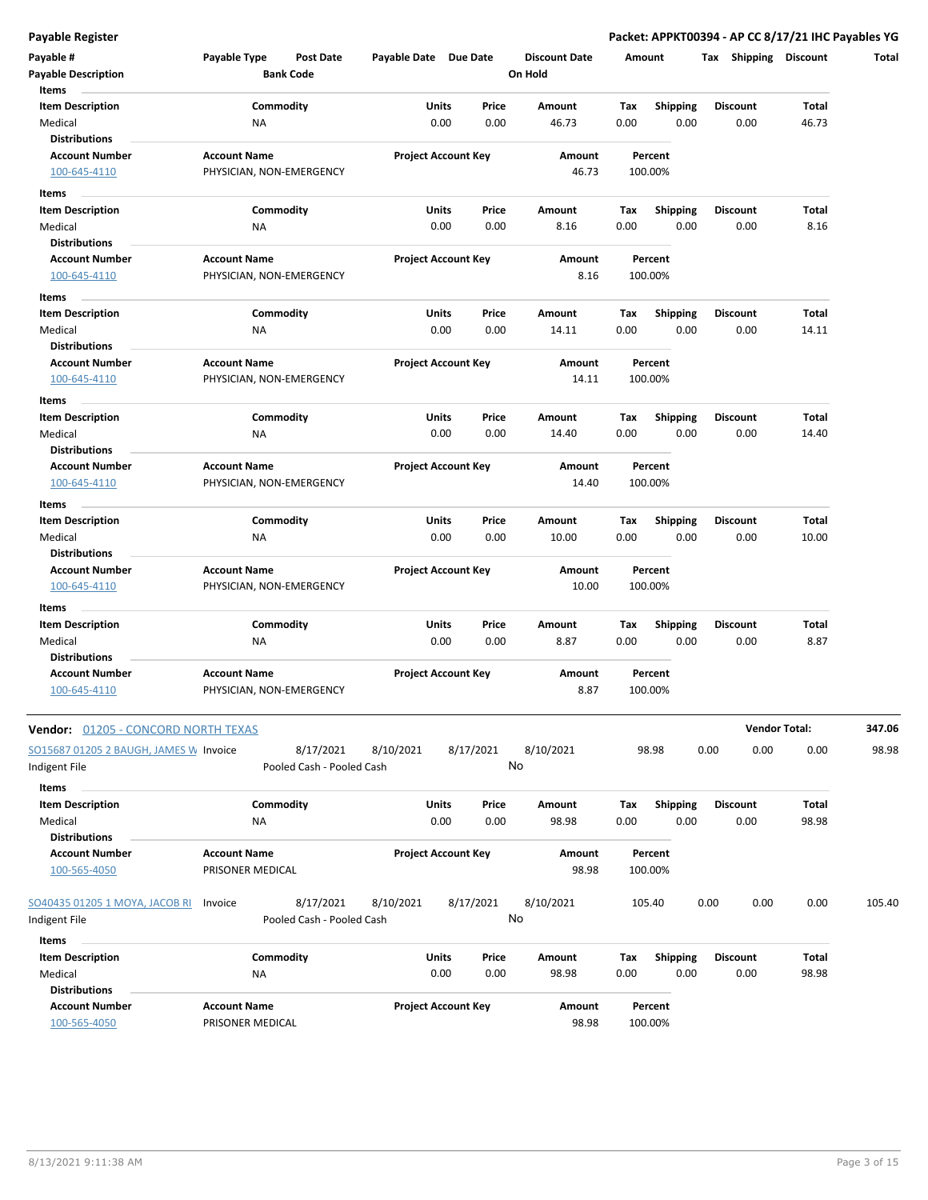**Payable Register** | **Packet: APPKT00394 - AP CC 8/17/21 IHC Payables YG**

| Payable # | Payable Type | Post Date | Payable Date | Due Date | Discount Date | Amount | Tax | Shipping | Discount | Total |
|---|---|---|---|---|---|---|---|---|---|---|
| Payable Description | | Bank Code | | | On Hold | | | | | |

**Items**

| Item Description | Commodity | Units | Price | Amount | Tax | Shipping | Discount | Total |
|---|---|---|---|---|---|---|---|---|
| Medical | NA | 0.00 | 0.00 | 46.73 | 0.00 | 0.00 | 0.00 | 46.73 |

**Distributions**

| Account Number | Account Name | Project Account Key | Amount | Percent |
|---|---|---|---|---|
| 100-645-4110 | PHYSICIAN, NON-EMERGENCY | | 46.73 | 100.00% |

**Items**

| Item Description | Commodity | Units | Price | Amount | Tax | Shipping | Discount | Total |
|---|---|---|---|---|---|---|---|---|
| Medical | NA | 0.00 | 0.00 | 8.16 | 0.00 | 0.00 | 0.00 | 8.16 |

**Distributions**

| Account Number | Account Name | Project Account Key | Amount | Percent |
|---|---|---|---|---|
| 100-645-4110 | PHYSICIAN, NON-EMERGENCY | | 8.16 | 100.00% |

**Items**

| Item Description | Commodity | Units | Price | Amount | Tax | Shipping | Discount | Total |
|---|---|---|---|---|---|---|---|---|
| Medical | NA | 0.00 | 0.00 | 14.11 | 0.00 | 0.00 | 0.00 | 14.11 |

**Distributions**

| Account Number | Account Name | Project Account Key | Amount | Percent |
|---|---|---|---|---|
| 100-645-4110 | PHYSICIAN, NON-EMERGENCY | | 14.11 | 100.00% |

**Items**

| Item Description | Commodity | Units | Price | Amount | Tax | Shipping | Discount | Total |
|---|---|---|---|---|---|---|---|---|
| Medical | NA | 0.00 | 0.00 | 14.40 | 0.00 | 0.00 | 0.00 | 14.40 |

**Distributions**

| Account Number | Account Name | Project Account Key | Amount | Percent |
|---|---|---|---|---|
| 100-645-4110 | PHYSICIAN, NON-EMERGENCY | | 14.40 | 100.00% |

**Items**

| Item Description | Commodity | Units | Price | Amount | Tax | Shipping | Discount | Total |
|---|---|---|---|---|---|---|---|---|
| Medical | NA | 0.00 | 0.00 | 10.00 | 0.00 | 0.00 | 0.00 | 10.00 |

**Distributions**

| Account Number | Account Name | Project Account Key | Amount | Percent |
|---|---|---|---|---|
| 100-645-4110 | PHYSICIAN, NON-EMERGENCY | | 10.00 | 100.00% |

**Items**

| Item Description | Commodity | Units | Price | Amount | Tax | Shipping | Discount | Total |
|---|---|---|---|---|---|---|---|---|
| Medical | NA | 0.00 | 0.00 | 8.87 | 0.00 | 0.00 | 0.00 | 8.87 |

**Distributions**

| Account Number | Account Name | Project Account Key | Amount | Percent |
|---|---|---|---|---|
| 100-645-4110 | PHYSICIAN, NON-EMERGENCY | | 8.87 | 100.00% |

**Vendor:** 01205 - CONCORD NORTH TEXAS — **Vendor Total: 347.06**

| Payable # | Payable Type | Post Date | Payable Date | Due Date | Discount Date | Amount | Tax | Shipping | Discount | Total |
|---|---|---|---|---|---|---|---|---|---|---|
| SO15687 01205 2 BAUGH, JAMES W | Invoice | 8/17/2021 | 8/10/2021 | 8/17/2021 | 8/10/2021 | 98.98 | 0.00 | 0.00 | 0.00 | 98.98 |
| Indigent File | | Pooled Cash - Pooled Cash | | | No | | | | | |

**Items**

| Item Description | Commodity | Units | Price | Amount | Tax | Shipping | Discount | Total |
|---|---|---|---|---|---|---|---|---|
| Medical | NA | 0.00 | 0.00 | 98.98 | 0.00 | 0.00 | 0.00 | 98.98 |

**Distributions**

| Account Number | Account Name | Project Account Key | Amount | Percent |
|---|---|---|---|---|
| 100-565-4050 | PRISONER MEDICAL | | 98.98 | 100.00% |

| Payable # | Payable Type | Post Date | Payable Date | Due Date | Discount Date | Amount | Tax | Shipping | Discount | Total |
|---|---|---|---|---|---|---|---|---|---|---|
| SO40435 01205 1 MOYA, JACOB RI | Invoice | 8/17/2021 | 8/10/2021 | 8/17/2021 | 8/10/2021 | 105.40 | 0.00 | 0.00 | 0.00 | 105.40 |
| Indigent File | | Pooled Cash - Pooled Cash | | | No | | | | | |

**Items**

| Item Description | Commodity | Units | Price | Amount | Tax | Shipping | Discount | Total |
|---|---|---|---|---|---|---|---|---|
| Medical | NA | 0.00 | 0.00 | 98.98 | 0.00 | 0.00 | 0.00 | 98.98 |

**Distributions**

| Account Number | Account Name | Project Account Key | Amount | Percent |
|---|---|---|---|---|
| 100-565-4050 | PRISONER MEDICAL | | 98.98 | 100.00% |

8/13/2021 9:11:38 AM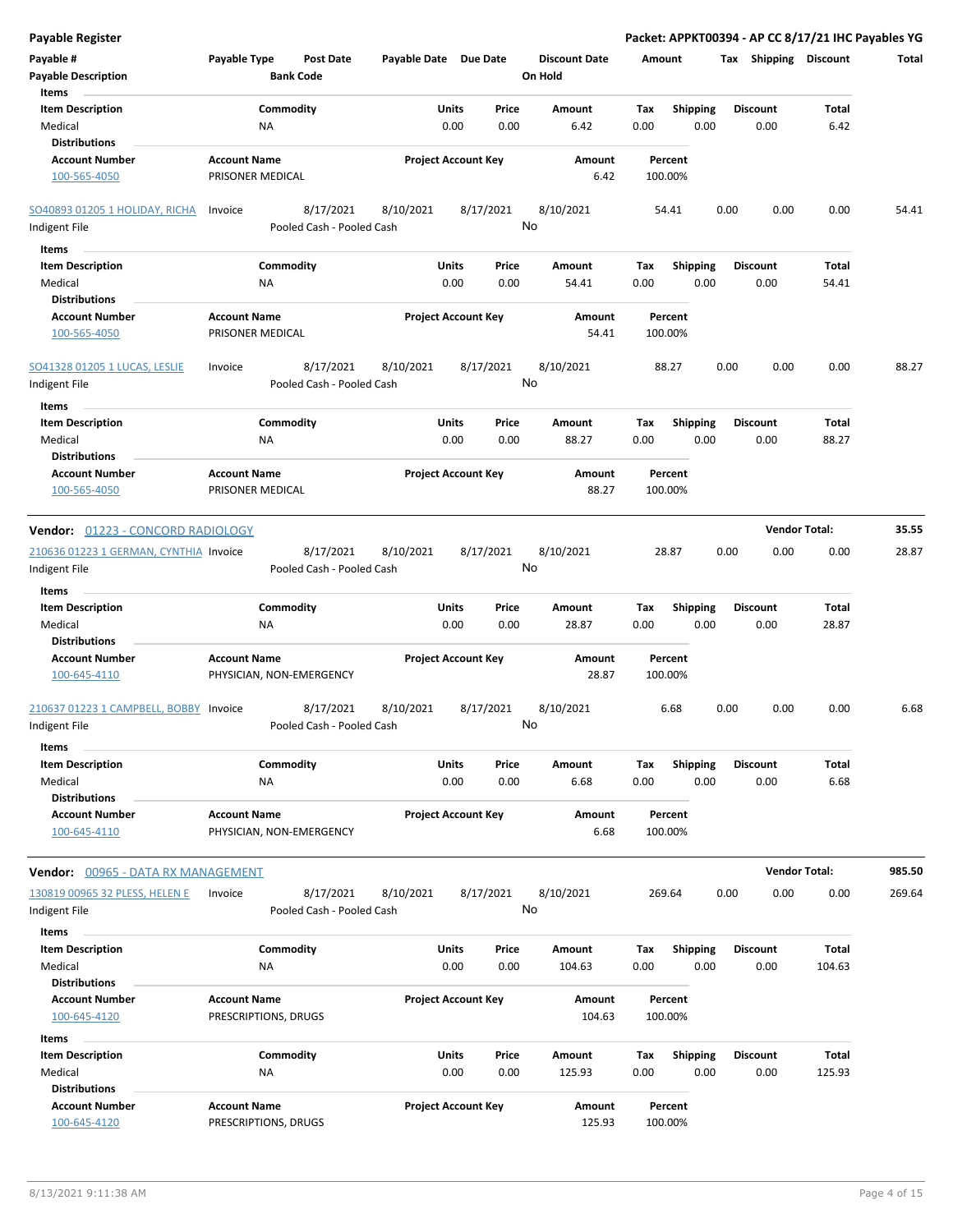**Payable Register** — **Packet: APPKT00394 - AP CC 8/17/21 IHC Payables YG**

| Payable # | Payable Type | Post Date | Payable Date | Due Date | Discount Date | Amount | Tax | Shipping | Discount | Total |
|---|---|---|---|---|---|---|---|---|---|---|
| **Payable Description** | | **Bank Code** | | | **On Hold** | | | | | |

**Items**

| Item Description | Commodity | Units | Price | Amount | Tax | Shipping | Discount | Total |
|---|---|---|---|---|---|---|---|---|
| Medical | NA | 0.00 | 0.00 | 6.42 | 0.00 | 0.00 | 0.00 | 6.42 |

**Distributions**

| Account Number | Account Name | Project Account Key | Amount | Percent |
|---|---|---|---|---|
| 100-565-4050 | PRISONER MEDICAL | | 6.42 | 100.00% |

| Payable # | Payable Type | Post Date | Payable Date | Due Date | Discount Date | Amount | Tax | Shipping | Discount | Total |
|---|---|---|---|---|---|---|---|---|---|---|
| SO40893 01205 1 HOLIDAY, RICHA | Invoice | 8/17/2021 | 8/10/2021 | 8/17/2021 | 8/10/2021 | 54.41 | 0.00 | 0.00 | 0.00 | 54.41 |
| Indigent File | | Pooled Cash - Pooled Cash | | | No | | | | | |

**Items**

| Item Description | Commodity | Units | Price | Amount | Tax | Shipping | Discount | Total |
|---|---|---|---|---|---|---|---|---|
| Medical | NA | 0.00 | 0.00 | 54.41 | 0.00 | 0.00 | 0.00 | 54.41 |

**Distributions**

| Account Number | Account Name | Project Account Key | Amount | Percent |
|---|---|---|---|---|
| 100-565-4050 | PRISONER MEDICAL | | 54.41 | 100.00% |

| Payable # | Payable Type | Post Date | Payable Date | Due Date | Discount Date | Amount | Tax | Shipping | Discount | Total |
|---|---|---|---|---|---|---|---|---|---|---|
| SO41328 01205 1 LUCAS, LESLIE | Invoice | 8/17/2021 | 8/10/2021 | 8/17/2021 | 8/10/2021 | 88.27 | 0.00 | 0.00 | 0.00 | 88.27 |
| Indigent File | | Pooled Cash - Pooled Cash | | | No | | | | | |

**Items**

| Item Description | Commodity | Units | Price | Amount | Tax | Shipping | Discount | Total |
|---|---|---|---|---|---|---|---|---|
| Medical | NA | 0.00 | 0.00 | 88.27 | 0.00 | 0.00 | 0.00 | 88.27 |

**Distributions**

| Account Number | Account Name | Project Account Key | Amount | Percent |
|---|---|---|---|---|
| 100-565-4050 | PRISONER MEDICAL | | 88.27 | 100.00% |

**Vendor:** 01223 - CONCORD RADIOLOGY — **Vendor Total: 35.55**

| Payable # | Payable Type | Post Date | Payable Date | Due Date | Discount Date | Amount | Tax | Shipping | Discount | Total |
|---|---|---|---|---|---|---|---|---|---|---|
| 210636 01223 1 GERMAN, CYNTHIA | Invoice | 8/17/2021 | 8/10/2021 | 8/17/2021 | 8/10/2021 | 28.87 | 0.00 | 0.00 | 0.00 | 28.87 |
| Indigent File | | Pooled Cash - Pooled Cash | | | No | | | | | |

**Items**

| Item Description | Commodity | Units | Price | Amount | Tax | Shipping | Discount | Total |
|---|---|---|---|---|---|---|---|---|
| Medical | NA | 0.00 | 0.00 | 28.87 | 0.00 | 0.00 | 0.00 | 28.87 |

**Distributions**

| Account Number | Account Name | Project Account Key | Amount | Percent |
|---|---|---|---|---|
| 100-645-4110 | PHYSICIAN, NON-EMERGENCY | | 28.87 | 100.00% |

| Payable # | Payable Type | Post Date | Payable Date | Due Date | Discount Date | Amount | Tax | Shipping | Discount | Total |
|---|---|---|---|---|---|---|---|---|---|---|
| 210637 01223 1 CAMPBELL, BOBBY | Invoice | 8/17/2021 | 8/10/2021 | 8/17/2021 | 8/10/2021 | 6.68 | 0.00 | 0.00 | 0.00 | 6.68 |
| Indigent File | | Pooled Cash - Pooled Cash | | | No | | | | | |

**Items**

| Item Description | Commodity | Units | Price | Amount | Tax | Shipping | Discount | Total |
|---|---|---|---|---|---|---|---|---|
| Medical | NA | 0.00 | 0.00 | 6.68 | 0.00 | 0.00 | 0.00 | 6.68 |

**Distributions**

| Account Number | Account Name | Project Account Key | Amount | Percent |
|---|---|---|---|---|
| 100-645-4110 | PHYSICIAN, NON-EMERGENCY | | 6.68 | 100.00% |

**Vendor:** 00965 - DATA RX MANAGEMENT — **Vendor Total: 985.50**

| Payable # | Payable Type | Post Date | Payable Date | Due Date | Discount Date | Amount | Tax | Shipping | Discount | Total |
|---|---|---|---|---|---|---|---|---|---|---|
| 130819 00965 32 PLESS, HELEN E | Invoice | 8/17/2021 | 8/10/2021 | 8/17/2021 | 8/10/2021 | 269.64 | 0.00 | 0.00 | 0.00 | 269.64 |
| Indigent File | | Pooled Cash - Pooled Cash | | | No | | | | | |

**Items**

| Item Description | Commodity | Units | Price | Amount | Tax | Shipping | Discount | Total |
|---|---|---|---|---|---|---|---|---|
| Medical | NA | 0.00 | 0.00 | 104.63 | 0.00 | 0.00 | 0.00 | 104.63 |

**Distributions**

| Account Number | Account Name | Project Account Key | Amount | Percent |
|---|---|---|---|---|
| 100-645-4120 | PRESCRIPTIONS, DRUGS | | 104.63 | 100.00% |

**Items**

| Item Description | Commodity | Units | Price | Amount | Tax | Shipping | Discount | Total |
|---|---|---|---|---|---|---|---|---|
| Medical | NA | 0.00 | 0.00 | 125.93 | 0.00 | 0.00 | 0.00 | 125.93 |

**Distributions**

| Account Number | Account Name | Project Account Key | Amount | Percent |
|---|---|---|---|---|
| 100-645-4120 | PRESCRIPTIONS, DRUGS | | 125.93 | 100.00% |

8/13/2021 9:11:38 AM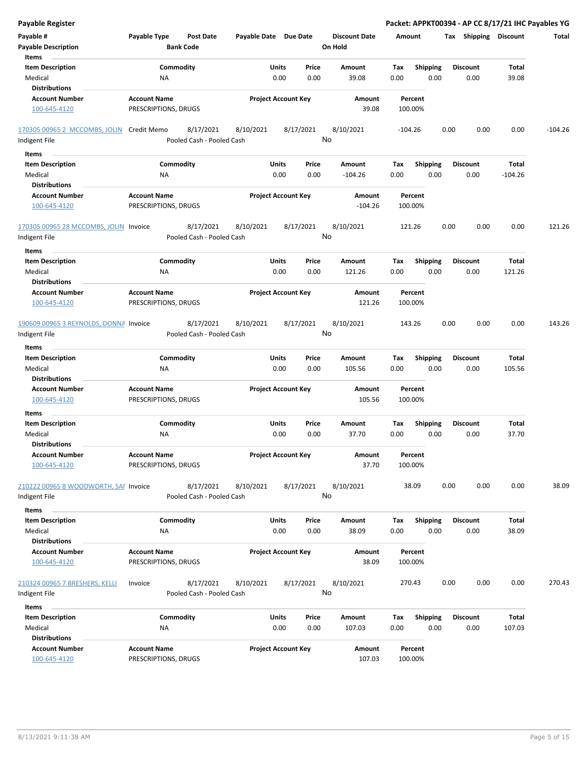**Payable Register** — **Packet: APPKT00394 - AP CC 8/17/21 IHC Payables YG**

| Payable # | Payable Type | Post Date | Payable Date | Due Date | Discount Date | Amount | Tax | Shipping | Discount | Total |
|---|---|---|---|---|---|---|---|---|---|---|
| Payable Description | | Bank Code | | | On Hold | | | | | |

**Items**

| Item Description | Commodity | Units | Price | Amount | Tax | Shipping | Discount | Total |
|---|---|---|---|---|---|---|---|---|
| Medical | NA | 0.00 | 0.00 | 39.08 | 0.00 | 0.00 | 0.00 | 39.08 |

**Distributions**

| Account Number | Account Name | Project Account Key | Amount | Percent |
|---|---|---|---|---|
| 100-645-4120 | PRESCRIPTIONS, DRUGS | | 39.08 | 100.00% |

---

| Payable # | Payable Type | Post Date | Payable Date | Due Date | Discount Date | Amount | Tax | Shipping | Discount | Total |
|---|---|---|---|---|---|---|---|---|---|---|
| 170305 00965 2 MCCOMBS, JOLIN | Credit Memo | 8/17/2021 | 8/10/2021 | 8/17/2021 | 8/10/2021 | -104.26 | 0.00 | 0.00 | 0.00 | -104.26 |
| Indigent File | | Pooled Cash - Pooled Cash | | | No | | | | | |

**Items**

| Item Description | Commodity | Units | Price | Amount | Tax | Shipping | Discount | Total |
|---|---|---|---|---|---|---|---|---|
| Medical | NA | 0.00 | 0.00 | -104.26 | 0.00 | 0.00 | 0.00 | -104.26 |

**Distributions**

| Account Number | Account Name | Project Account Key | Amount | Percent |
|---|---|---|---|---|
| 100-645-4120 | PRESCRIPTIONS, DRUGS | | -104.26 | 100.00% |

---

| Payable # | Payable Type | Post Date | Payable Date | Due Date | Discount Date | Amount | Tax | Shipping | Discount | Total |
|---|---|---|---|---|---|---|---|---|---|---|
| 170305 00965 28 MCCOMBS, JOLIN | Invoice | 8/17/2021 | 8/10/2021 | 8/17/2021 | 8/10/2021 | 121.26 | 0.00 | 0.00 | 0.00 | 121.26 |
| Indigent File | | Pooled Cash - Pooled Cash | | | No | | | | | |

**Items**

| Item Description | Commodity | Units | Price | Amount | Tax | Shipping | Discount | Total |
|---|---|---|---|---|---|---|---|---|
| Medical | NA | 0.00 | 0.00 | 121.26 | 0.00 | 0.00 | 0.00 | 121.26 |

**Distributions**

| Account Number | Account Name | Project Account Key | Amount | Percent |
|---|---|---|---|---|
| 100-645-4120 | PRESCRIPTIONS, DRUGS | | 121.26 | 100.00% |

---

| Payable # | Payable Type | Post Date | Payable Date | Due Date | Discount Date | Amount | Tax | Shipping | Discount | Total |
|---|---|---|---|---|---|---|---|---|---|---|
| 190609 00965 3 REYNOLDS, DONNA | Invoice | 8/17/2021 | 8/10/2021 | 8/17/2021 | 8/10/2021 | 143.26 | 0.00 | 0.00 | 0.00 | 143.26 |
| Indigent File | | Pooled Cash - Pooled Cash | | | No | | | | | |

**Items**

| Item Description | Commodity | Units | Price | Amount | Tax | Shipping | Discount | Total |
|---|---|---|---|---|---|---|---|---|
| Medical | NA | 0.00 | 0.00 | 105.56 | 0.00 | 0.00 | 0.00 | 105.56 |

**Distributions**

| Account Number | Account Name | Project Account Key | Amount | Percent |
|---|---|---|---|---|
| 100-645-4120 | PRESCRIPTIONS, DRUGS | | 105.56 | 100.00% |

**Items**

| Item Description | Commodity | Units | Price | Amount | Tax | Shipping | Discount | Total |
|---|---|---|---|---|---|---|---|---|
| Medical | NA | 0.00 | 0.00 | 37.70 | 0.00 | 0.00 | 0.00 | 37.70 |

**Distributions**

| Account Number | Account Name | Project Account Key | Amount | Percent |
|---|---|---|---|---|
| 100-645-4120 | PRESCRIPTIONS, DRUGS | | 37.70 | 100.00% |

---

| Payable # | Payable Type | Post Date | Payable Date | Due Date | Discount Date | Amount | Tax | Shipping | Discount | Total |
|---|---|---|---|---|---|---|---|---|---|---|
| 210222 00965 8 WOODWORTH, SAI | Invoice | 8/17/2021 | 8/10/2021 | 8/17/2021 | 8/10/2021 | 38.09 | 0.00 | 0.00 | 0.00 | 38.09 |
| Indigent File | | Pooled Cash - Pooled Cash | | | No | | | | | |

**Items**

| Item Description | Commodity | Units | Price | Amount | Tax | Shipping | Discount | Total |
|---|---|---|---|---|---|---|---|---|
| Medical | NA | 0.00 | 0.00 | 38.09 | 0.00 | 0.00 | 0.00 | 38.09 |

**Distributions**

| Account Number | Account Name | Project Account Key | Amount | Percent |
|---|---|---|---|---|
| 100-645-4120 | PRESCRIPTIONS, DRUGS | | 38.09 | 100.00% |

---

| Payable # | Payable Type | Post Date | Payable Date | Due Date | Discount Date | Amount | Tax | Shipping | Discount | Total |
|---|---|---|---|---|---|---|---|---|---|---|
| 210324 00965 7 BRESHERS, KELLI | Invoice | 8/17/2021 | 8/10/2021 | 8/17/2021 | 8/10/2021 | 270.43 | 0.00 | 0.00 | 0.00 | 270.43 |
| Indigent File | | Pooled Cash - Pooled Cash | | | No | | | | | |

**Items**

| Item Description | Commodity | Units | Price | Amount | Tax | Shipping | Discount | Total |
|---|---|---|---|---|---|---|---|---|
| Medical | NA | 0.00 | 0.00 | 107.03 | 0.00 | 0.00 | 0.00 | 107.03 |

**Distributions**

| Account Number | Account Name | Project Account Key | Amount | Percent |
|---|---|---|---|---|
| 100-645-4120 | PRESCRIPTIONS, DRUGS | | 107.03 | 100.00% |

8/13/2021 9:11:38 AM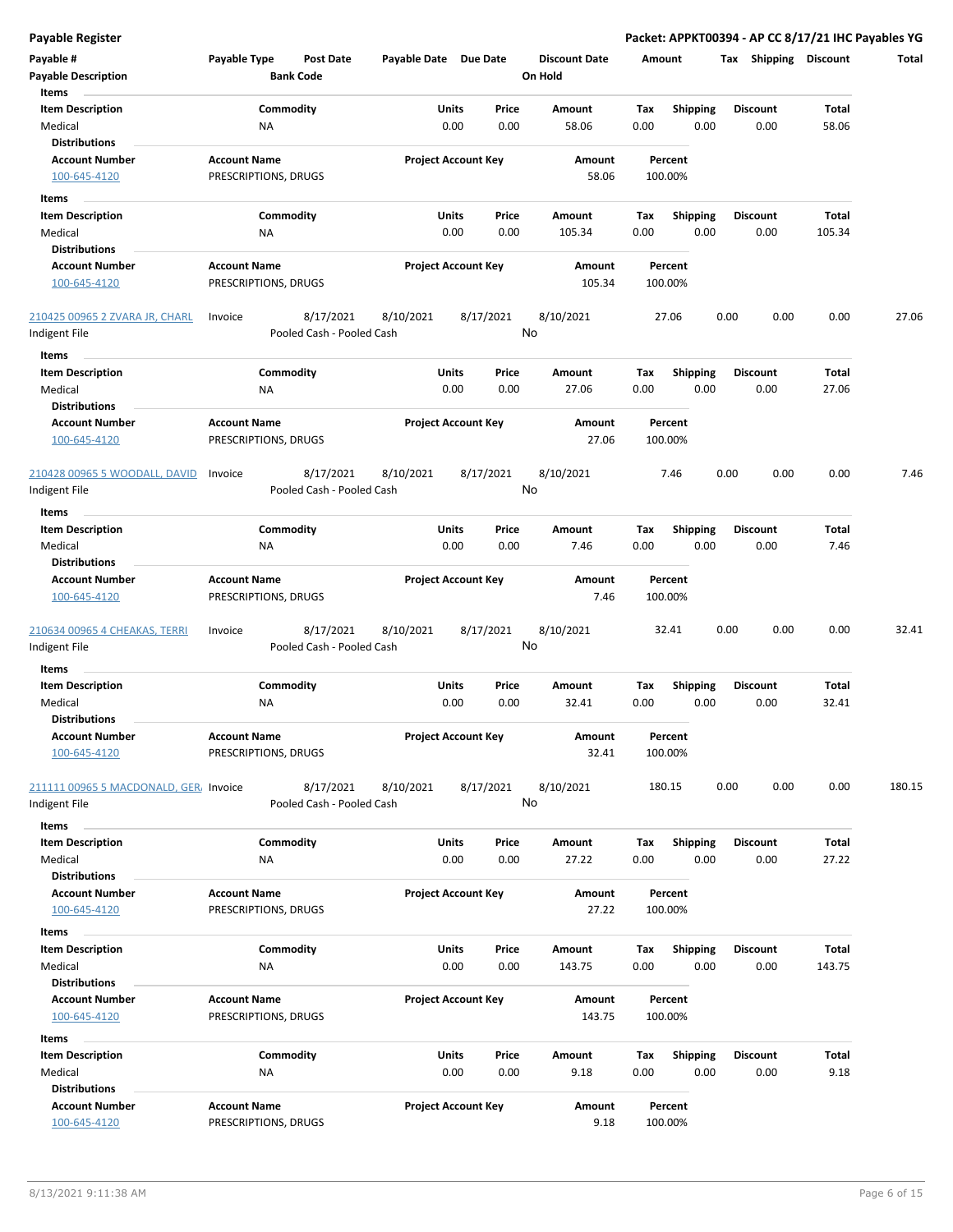| Payable # | Payable Type | Post Date | Payable Date | Due Date | Discount Date | Amount | Tax | Shipping | Discount | Total |
|---|---|---|---|---|---|---|---|---|---|---|
| Payable Description | | Bank Code | | | On Hold | | | | | |

**Items**

| Item Description | Commodity | Units | Price | Amount | Tax | Shipping | Discount | Total |
|---|---|---|---|---|---|---|---|---|
| Medical | NA | 0.00 | 0.00 | 58.06 | 0.00 | 0.00 | 0.00 | 58.06 |

**Distributions**

| Account Number | Account Name | Project Account Key | Amount | Percent |
|---|---|---|---|---|
| 100-645-4120 | PRESCRIPTIONS, DRUGS | | 58.06 | 100.00% |

**Items**

| Item Description | Commodity | Units | Price | Amount | Tax | Shipping | Discount | Total |
|---|---|---|---|---|---|---|---|---|
| Medical | NA | 0.00 | 0.00 | 105.34 | 0.00 | 0.00 | 0.00 | 105.34 |

**Distributions**

| Account Number | Account Name | Project Account Key | Amount | Percent |
|---|---|---|---|---|
| 100-645-4120 | PRESCRIPTIONS, DRUGS | | 105.34 | 100.00% |

| Payable # | Payable Type | Post Date | Payable Date | Due Date | Discount Date | Amount | Tax | Shipping | Discount | Total |
|---|---|---|---|---|---|---|---|---|---|---|
| 210425 00965 2 ZVARA JR, CHARL | Invoice | 8/17/2021 | 8/10/2021 | 8/17/2021 | 8/10/2021 | 27.06 | 0.00 | 0.00 | 0.00 | 27.06 |
| Indigent File | | Pooled Cash - Pooled Cash | | | No | | | | | |

**Items**

| Item Description | Commodity | Units | Price | Amount | Tax | Shipping | Discount | Total |
|---|---|---|---|---|---|---|---|---|
| Medical | NA | 0.00 | 0.00 | 27.06 | 0.00 | 0.00 | 0.00 | 27.06 |

**Distributions**

| Account Number | Account Name | Project Account Key | Amount | Percent |
|---|---|---|---|---|
| 100-645-4120 | PRESCRIPTIONS, DRUGS | | 27.06 | 100.00% |

| Payable # | Payable Type | Post Date | Payable Date | Due Date | Discount Date | Amount | Tax | Shipping | Discount | Total |
|---|---|---|---|---|---|---|---|---|---|---|
| 210428 00965 5 WOODALL, DAVID | Invoice | 8/17/2021 | 8/10/2021 | 8/17/2021 | 8/10/2021 | 7.46 | 0.00 | 0.00 | 0.00 | 7.46 |
| Indigent File | | Pooled Cash - Pooled Cash | | | No | | | | | |

**Items**

| Item Description | Commodity | Units | Price | Amount | Tax | Shipping | Discount | Total |
|---|---|---|---|---|---|---|---|---|
| Medical | NA | 0.00 | 0.00 | 7.46 | 0.00 | 0.00 | 0.00 | 7.46 |

**Distributions**

| Account Number | Account Name | Project Account Key | Amount | Percent |
|---|---|---|---|---|
| 100-645-4120 | PRESCRIPTIONS, DRUGS | | 7.46 | 100.00% |

| Payable # | Payable Type | Post Date | Payable Date | Due Date | Discount Date | Amount | Tax | Shipping | Discount | Total |
|---|---|---|---|---|---|---|---|---|---|---|
| 210634 00965 4 CHEAKAS, TERRI | Invoice | 8/17/2021 | 8/10/2021 | 8/17/2021 | 8/10/2021 | 32.41 | 0.00 | 0.00 | 0.00 | 32.41 |
| Indigent File | | Pooled Cash - Pooled Cash | | | No | | | | | |

**Items**

| Item Description | Commodity | Units | Price | Amount | Tax | Shipping | Discount | Total |
|---|---|---|---|---|---|---|---|---|
| Medical | NA | 0.00 | 0.00 | 32.41 | 0.00 | 0.00 | 0.00 | 32.41 |

**Distributions**

| Account Number | Account Name | Project Account Key | Amount | Percent |
|---|---|---|---|---|
| 100-645-4120 | PRESCRIPTIONS, DRUGS | | 32.41 | 100.00% |

| Payable # | Payable Type | Post Date | Payable Date | Due Date | Discount Date | Amount | Tax | Shipping | Discount | Total |
|---|---|---|---|---|---|---|---|---|---|---|
| 211111 00965 5 MACDONALD, GER/ | Invoice | 8/17/2021 | 8/10/2021 | 8/17/2021 | 8/10/2021 | 180.15 | 0.00 | 0.00 | 0.00 | 180.15 |
| Indigent File | | Pooled Cash - Pooled Cash | | | No | | | | | |

**Items**

| Item Description | Commodity | Units | Price | Amount | Tax | Shipping | Discount | Total |
|---|---|---|---|---|---|---|---|---|
| Medical | NA | 0.00 | 0.00 | 27.22 | 0.00 | 0.00 | 0.00 | 27.22 |

**Distributions**

| Account Number | Account Name | Project Account Key | Amount | Percent |
|---|---|---|---|---|
| 100-645-4120 | PRESCRIPTIONS, DRUGS | | 27.22 | 100.00% |

**Items**

| Item Description | Commodity | Units | Price | Amount | Tax | Shipping | Discount | Total |
|---|---|---|---|---|---|---|---|---|
| Medical | NA | 0.00 | 0.00 | 143.75 | 0.00 | 0.00 | 0.00 | 143.75 |

**Distributions**

| Account Number | Account Name | Project Account Key | Amount | Percent |
|---|---|---|---|---|
| 100-645-4120 | PRESCRIPTIONS, DRUGS | | 143.75 | 100.00% |

**Items**

| Item Description | Commodity | Units | Price | Amount | Tax | Shipping | Discount | Total |
|---|---|---|---|---|---|---|---|---|
| Medical | NA | 0.00 | 0.00 | 9.18 | 0.00 | 0.00 | 0.00 | 9.18 |

**Distributions**

| Account Number | Account Name | Project Account Key | Amount | Percent |
|---|---|---|---|---|
| 100-645-4120 | PRESCRIPTIONS, DRUGS | | 9.18 | 100.00% |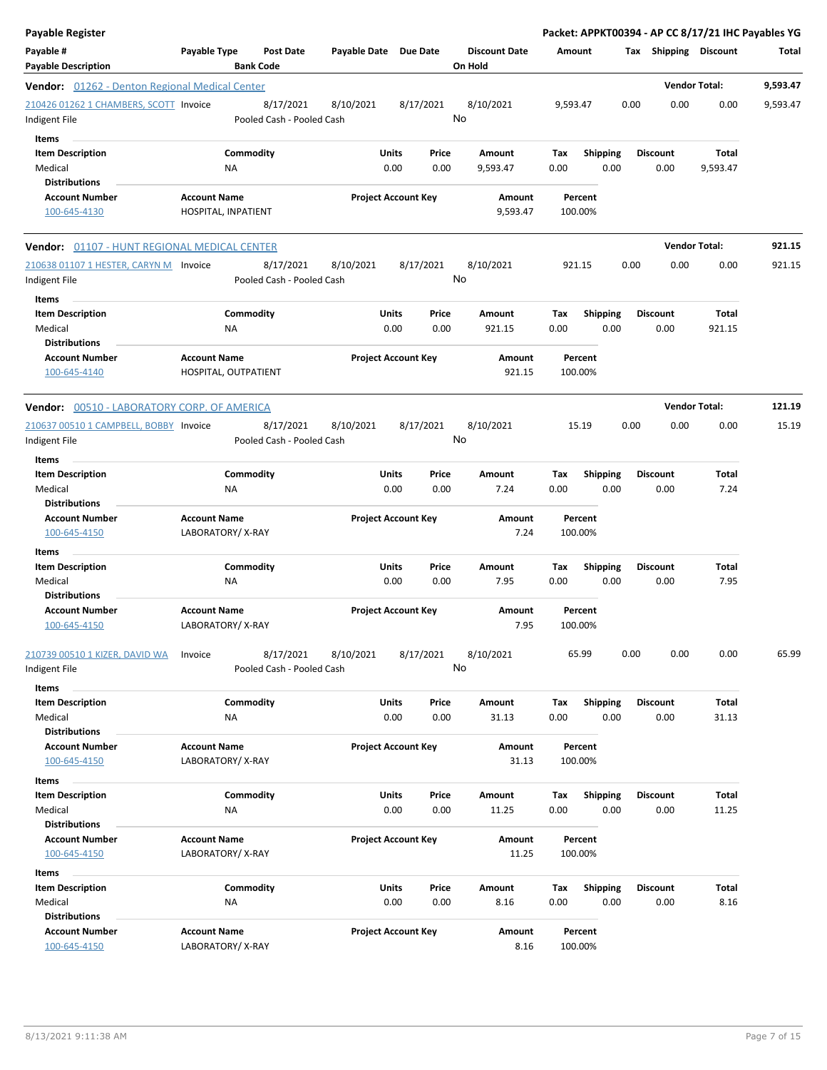**Payable Register** — **Packet: APPKT00394 - AP CC 8/17/21 IHC Payables YG**

| Payable # / Payable Description | Payable Type | Post Date / Bank Code | Payable Date | Due Date | Discount Date / On Hold | Amount | Tax | Shipping | Discount | Total |
|---|---|---|---|---|---|---|---|---|---|---|

**Vendor: 01262 - Denton Regional Medical Center** — Vendor Total: **9,593.47**

| Payable # | Payable Type | Post Date | Payable Date | Due Date | Discount Date | Amount | Tax | Shipping | Discount | Total |
|---|---|---|---|---|---|---|---|---|---|---|
| 210426 01262 1 CHAMBERS, SCOTT | Invoice | 8/17/2021 | 8/10/2021 | 8/17/2021 | 8/10/2021 | 9,593.47 | 0.00 | 0.00 | 0.00 | 9,593.47 |
| Indigent File | | Pooled Cash - Pooled Cash | | | No | | | | | |

**Items**

| Item Description | Commodity | Units | Price | Amount | Tax | Shipping | Discount | Total |
|---|---|---|---|---|---|---|---|---|
| Medical | NA | 0.00 | 0.00 | 9,593.47 | 0.00 | 0.00 | 0.00 | 9,593.47 |

**Distributions**

| Account Number | Account Name | Project Account Key | Amount | Percent |
|---|---|---|---|---|
| 100-645-4130 | HOSPITAL, INPATIENT | | 9,593.47 | 100.00% |

---

**Vendor: 01107 - HUNT REGIONAL MEDICAL CENTER** — Vendor Total: **921.15**

| Payable # | Payable Type | Post Date | Payable Date | Due Date | Discount Date | Amount | Tax | Shipping | Discount | Total |
|---|---|---|---|---|---|---|---|---|---|---|
| 210638 01107 1 HESTER, CARYN M | Invoice | 8/17/2021 | 8/10/2021 | 8/17/2021 | 8/10/2021 | 921.15 | 0.00 | 0.00 | 0.00 | 921.15 |
| Indigent File | | Pooled Cash - Pooled Cash | | | No | | | | | |

**Items**

| Item Description | Commodity | Units | Price | Amount | Tax | Shipping | Discount | Total |
|---|---|---|---|---|---|---|---|---|
| Medical | NA | 0.00 | 0.00 | 921.15 | 0.00 | 0.00 | 0.00 | 921.15 |

**Distributions**

| Account Number | Account Name | Project Account Key | Amount | Percent |
|---|---|---|---|---|
| 100-645-4140 | HOSPITAL, OUTPATIENT | | 921.15 | 100.00% |

---

**Vendor: 00510 - LABORATORY CORP. OF AMERICA** — Vendor Total: **121.19**

| Payable # | Payable Type | Post Date | Payable Date | Due Date | Discount Date | Amount | Tax | Shipping | Discount | Total |
|---|---|---|---|---|---|---|---|---|---|---|
| 210637 00510 1 CAMPBELL, BOBBY | Invoice | 8/17/2021 | 8/10/2021 | 8/17/2021 | 8/10/2021 | 15.19 | 0.00 | 0.00 | 0.00 | 15.19 |
| Indigent File | | Pooled Cash - Pooled Cash | | | No | | | | | |

**Items**

| Item Description | Commodity | Units | Price | Amount | Tax | Shipping | Discount | Total |
|---|---|---|---|---|---|---|---|---|
| Medical | NA | 0.00 | 0.00 | 7.24 | 0.00 | 0.00 | 0.00 | 7.24 |

**Distributions**

| Account Number | Account Name | Project Account Key | Amount | Percent |
|---|---|---|---|---|
| 100-645-4150 | LABORATORY/ X-RAY | | 7.24 | 100.00% |

**Items**

| Item Description | Commodity | Units | Price | Amount | Tax | Shipping | Discount | Total |
|---|---|---|---|---|---|---|---|---|
| Medical | NA | 0.00 | 0.00 | 7.95 | 0.00 | 0.00 | 0.00 | 7.95 |

**Distributions**

| Account Number | Account Name | Project Account Key | Amount | Percent |
|---|---|---|---|---|
| 100-645-4150 | LABORATORY/ X-RAY | | 7.95 | 100.00% |

| Payable # | Payable Type | Post Date | Payable Date | Due Date | Discount Date | Amount | Tax | Shipping | Discount | Total |
|---|---|---|---|---|---|---|---|---|---|---|
| 210739 00510 1 KIZER, DAVID WA | Invoice | 8/17/2021 | 8/10/2021 | 8/17/2021 | 8/10/2021 | 65.99 | 0.00 | 0.00 | 0.00 | 65.99 |
| Indigent File | | Pooled Cash - Pooled Cash | | | No | | | | | |

**Items**

| Item Description | Commodity | Units | Price | Amount | Tax | Shipping | Discount | Total |
|---|---|---|---|---|---|---|---|---|
| Medical | NA | 0.00 | 0.00 | 31.13 | 0.00 | 0.00 | 0.00 | 31.13 |

**Distributions**

| Account Number | Account Name | Project Account Key | Amount | Percent |
|---|---|---|---|---|
| 100-645-4150 | LABORATORY/ X-RAY | | 31.13 | 100.00% |

**Items**

| Item Description | Commodity | Units | Price | Amount | Tax | Shipping | Discount | Total |
|---|---|---|---|---|---|---|---|---|
| Medical | NA | 0.00 | 0.00 | 11.25 | 0.00 | 0.00 | 0.00 | 11.25 |

**Distributions**

| Account Number | Account Name | Project Account Key | Amount | Percent |
|---|---|---|---|---|
| 100-645-4150 | LABORATORY/ X-RAY | | 11.25 | 100.00% |

**Items**

| Item Description | Commodity | Units | Price | Amount | Tax | Shipping | Discount | Total |
|---|---|---|---|---|---|---|---|---|
| Medical | NA | 0.00 | 0.00 | 8.16 | 0.00 | 0.00 | 0.00 | 8.16 |

**Distributions**

| Account Number | Account Name | Project Account Key | Amount | Percent |
|---|---|---|---|---|
| 100-645-4150 | LABORATORY/ X-RAY | | 8.16 | 100.00% |

8/13/2021 9:11:38 AM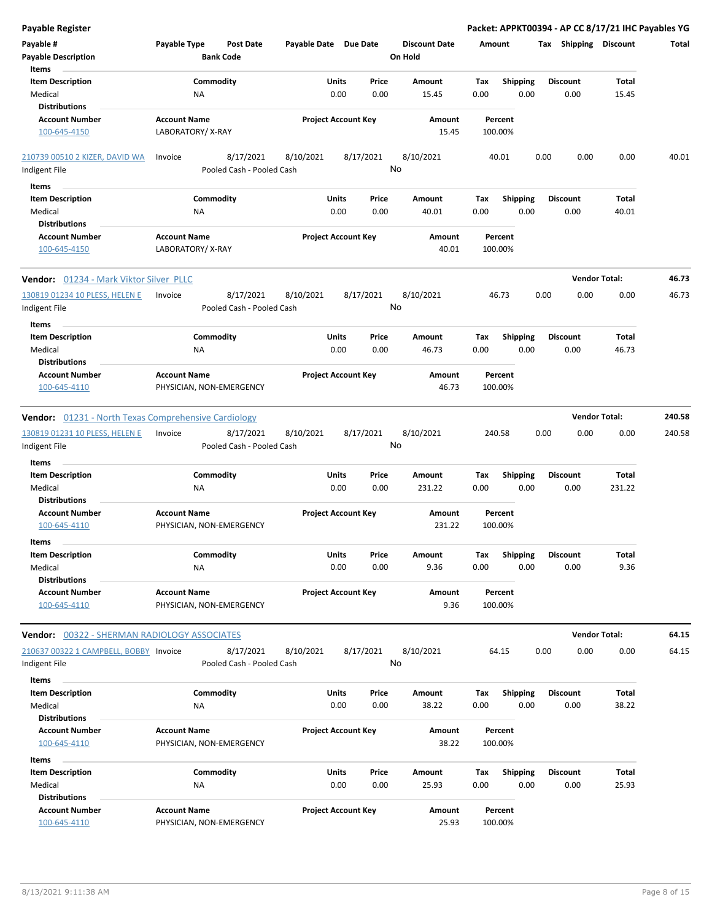**Payable Register** **Packet: APPKT00394 - AP CC 8/17/21 IHC Payables YG**

| Payable # | Payable Type | Post Date | Payable Date | Due Date | Discount Date | Amount | Tax | Shipping | Discount | Total |
|---|---|---|---|---|---|---|---|---|---|---|
| **Payable Description** | | **Bank Code** | | | **On Hold** | | | | | |

**Items**

| Item Description | Commodity | Units | Price | Amount | Tax | Shipping | Discount | Total |
|---|---|---|---|---|---|---|---|---|
| Medical | NA | 0.00 | 0.00 | 15.45 | 0.00 | 0.00 | 0.00 | 15.45 |

**Distributions**

| Account Number | Account Name | Project Account Key | Amount | Percent |
|---|---|---|---|---|
| 100-645-4150 | LABORATORY/ X-RAY | | 15.45 | 100.00% |

| Payable # | Payable Type | Post Date | Payable Date | Due Date | Discount Date | Amount | Tax | Shipping | Discount | Total |
|---|---|---|---|---|---|---|---|---|---|---|
| 210739 00510 2 KIZER, DAVID WA | Invoice | 8/17/2021 | 8/10/2021 | 8/17/2021 | 8/10/2021 | 40.01 | 0.00 | 0.00 | 0.00 | 40.01 |
| Indigent File | | Pooled Cash - Pooled Cash | | | No | | | | | |

**Items**

| Item Description | Commodity | Units | Price | Amount | Tax | Shipping | Discount | Total |
|---|---|---|---|---|---|---|---|---|
| Medical | NA | 0.00 | 0.00 | 40.01 | 0.00 | 0.00 | 0.00 | 40.01 |

**Distributions**

| Account Number | Account Name | Project Account Key | Amount | Percent |
|---|---|---|---|---|
| 100-645-4150 | LABORATORY/ X-RAY | | 40.01 | 100.00% |

**Vendor:** 01234 - Mark Viktor Silver PLLC — **Vendor Total: 46.73**

| Payable # | Payable Type | Post Date | Payable Date | Due Date | Discount Date | Amount | Tax | Shipping | Discount | Total |
|---|---|---|---|---|---|---|---|---|---|---|
| 130819 01234 10 PLESS, HELEN E | Invoice | 8/17/2021 | 8/10/2021 | 8/17/2021 | 8/10/2021 | 46.73 | 0.00 | 0.00 | 0.00 | 46.73 |
| Indigent File | | Pooled Cash - Pooled Cash | | | No | | | | | |

**Items**

| Item Description | Commodity | Units | Price | Amount | Tax | Shipping | Discount | Total |
|---|---|---|---|---|---|---|---|---|
| Medical | NA | 0.00 | 0.00 | 46.73 | 0.00 | 0.00 | 0.00 | 46.73 |

**Distributions**

| Account Number | Account Name | Project Account Key | Amount | Percent |
|---|---|---|---|---|
| 100-645-4110 | PHYSICIAN, NON-EMERGENCY | | 46.73 | 100.00% |

**Vendor:** 01231 - North Texas Comprehensive Cardiology — **Vendor Total: 240.58**

| Payable # | Payable Type | Post Date | Payable Date | Due Date | Discount Date | Amount | Tax | Shipping | Discount | Total |
|---|---|---|---|---|---|---|---|---|---|---|
| 130819 01231 10 PLESS, HELEN E | Invoice | 8/17/2021 | 8/10/2021 | 8/17/2021 | 8/10/2021 | 240.58 | 0.00 | 0.00 | 0.00 | 240.58 |
| Indigent File | | Pooled Cash - Pooled Cash | | | No | | | | | |

**Items**

| Item Description | Commodity | Units | Price | Amount | Tax | Shipping | Discount | Total |
|---|---|---|---|---|---|---|---|---|
| Medical | NA | 0.00 | 0.00 | 231.22 | 0.00 | 0.00 | 0.00 | 231.22 |

**Distributions**

| Account Number | Account Name | Project Account Key | Amount | Percent |
|---|---|---|---|---|
| 100-645-4110 | PHYSICIAN, NON-EMERGENCY | | 231.22 | 100.00% |

**Items**

| Item Description | Commodity | Units | Price | Amount | Tax | Shipping | Discount | Total |
|---|---|---|---|---|---|---|---|---|
| Medical | NA | 0.00 | 0.00 | 9.36 | 0.00 | 0.00 | 0.00 | 9.36 |

**Distributions**

| Account Number | Account Name | Project Account Key | Amount | Percent |
|---|---|---|---|---|
| 100-645-4110 | PHYSICIAN, NON-EMERGENCY | | 9.36 | 100.00% |

**Vendor:** 00322 - SHERMAN RADIOLOGY ASSOCIATES — **Vendor Total: 64.15**

| Payable # | Payable Type | Post Date | Payable Date | Due Date | Discount Date | Amount | Tax | Shipping | Discount | Total |
|---|---|---|---|---|---|---|---|---|---|---|
| 210637 00322 1 CAMPBELL, BOBBY | Invoice | 8/17/2021 | 8/10/2021 | 8/17/2021 | 8/10/2021 | 64.15 | 0.00 | 0.00 | 0.00 | 64.15 |
| Indigent File | | Pooled Cash - Pooled Cash | | | No | | | | | |

**Items**

| Item Description | Commodity | Units | Price | Amount | Tax | Shipping | Discount | Total |
|---|---|---|---|---|---|---|---|---|
| Medical | NA | 0.00 | 0.00 | 38.22 | 0.00 | 0.00 | 0.00 | 38.22 |

**Distributions**

| Account Number | Account Name | Project Account Key | Amount | Percent |
|---|---|---|---|---|
| 100-645-4110 | PHYSICIAN, NON-EMERGENCY | | 38.22 | 100.00% |

**Items**

| Item Description | Commodity | Units | Price | Amount | Tax | Shipping | Discount | Total |
|---|---|---|---|---|---|---|---|---|
| Medical | NA | 0.00 | 0.00 | 25.93 | 0.00 | 0.00 | 0.00 | 25.93 |

**Distributions**

| Account Number | Account Name | Project Account Key | Amount | Percent |
|---|---|---|---|---|
| 100-645-4110 | PHYSICIAN, NON-EMERGENCY | | 25.93 | 100.00% |

8/13/2021 9:11:38 AM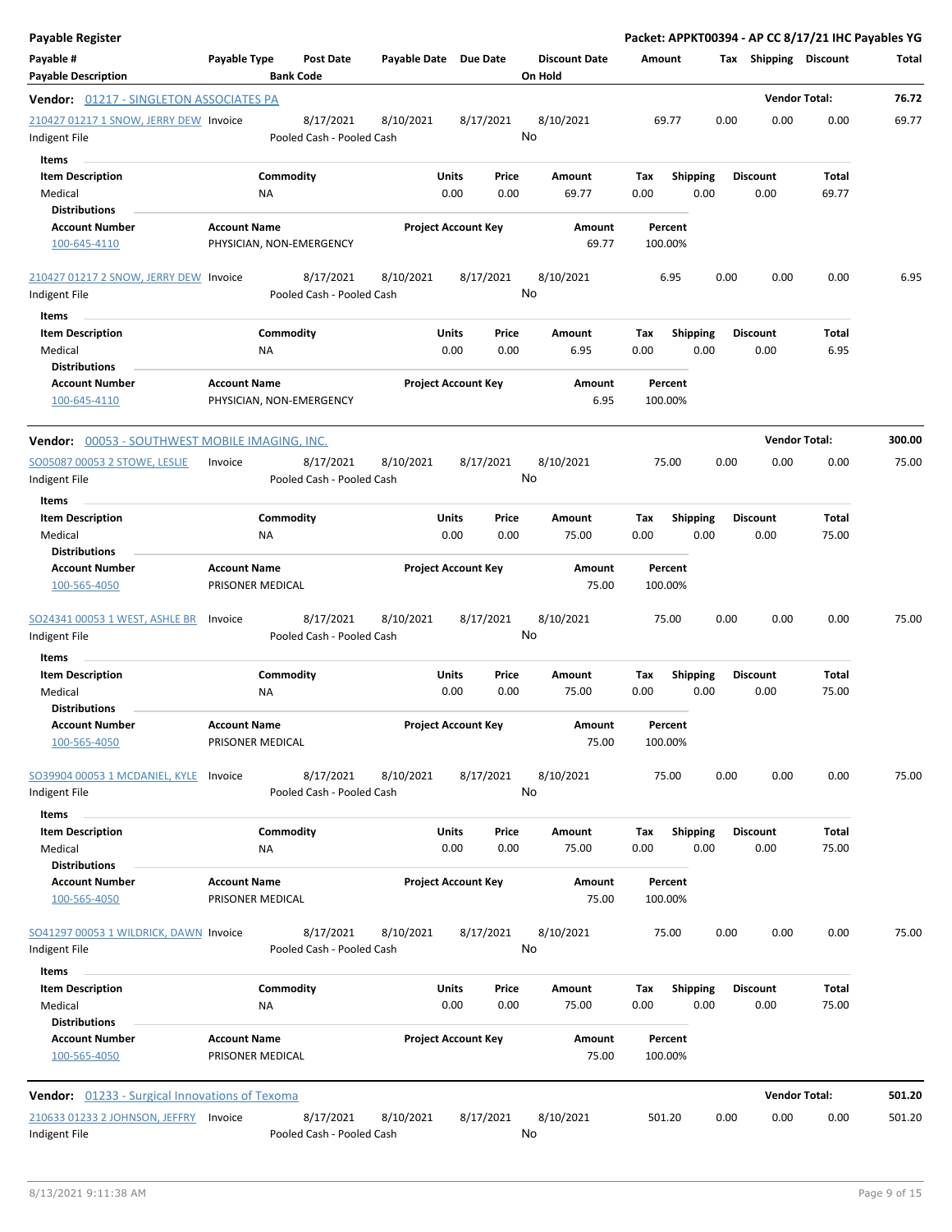**Payable Register** — **Packet: APPKT00394 - AP CC 8/17/21 IHC Payables YG**

| Payable # / Payable Description | Payable Type | Post Date / Bank Code | Payable Date | Due Date | Discount Date / On Hold | Amount | Tax | Shipping | Discount | Total |
|---|---|---|---|---|---|---|---|---|---|---|

## Vendor: 01217 - SINGLETON ASSOCIATES PA — Vendor Total: 76.72

| Payable # | Payable Type | Post Date | Payable Date | Due Date | Discount Date | Amount | Tax | Shipping | Discount | Total |
|---|---|---|---|---|---|---|---|---|---|---|
| 210427 01217 1 SNOW, JERRY DEW | Invoice | 8/17/2021 | 8/10/2021 | 8/17/2021 | 8/10/2021 | 69.77 | 0.00 | 0.00 | 0.00 | 69.77 |
| Indigent File | | Pooled Cash - Pooled Cash | | | No | | | | | |

**Items**

| Item Description | Commodity | Units | Price | Amount | Tax | Shipping | Discount | Total |
|---|---|---|---|---|---|---|---|---|
| Medical | NA | 0.00 | 0.00 | 69.77 | 0.00 | 0.00 | 0.00 | 69.77 |

**Distributions**

| Account Number | Account Name | Project Account Key | Amount | Percent |
|---|---|---|---|---|
| 100-645-4110 | PHYSICIAN, NON-EMERGENCY | | 69.77 | 100.00% |

| Payable # | Payable Type | Post Date | Payable Date | Due Date | Discount Date | Amount | Tax | Shipping | Discount | Total |
|---|---|---|---|---|---|---|---|---|---|---|
| 210427 01217 2 SNOW, JERRY DEW | Invoice | 8/17/2021 | 8/10/2021 | 8/17/2021 | 8/10/2021 | 6.95 | 0.00 | 0.00 | 0.00 | 6.95 |
| Indigent File | | Pooled Cash - Pooled Cash | | | No | | | | | |

**Items**

| Item Description | Commodity | Units | Price | Amount | Tax | Shipping | Discount | Total |
|---|---|---|---|---|---|---|---|---|
| Medical | NA | 0.00 | 0.00 | 6.95 | 0.00 | 0.00 | 0.00 | 6.95 |

**Distributions**

| Account Number | Account Name | Project Account Key | Amount | Percent |
|---|---|---|---|---|
| 100-645-4110 | PHYSICIAN, NON-EMERGENCY | | 6.95 | 100.00% |

## Vendor: 00053 - SOUTHWEST MOBILE IMAGING, INC. — Vendor Total: 300.00

| Payable # | Payable Type | Post Date | Payable Date | Due Date | Discount Date | Amount | Tax | Shipping | Discount | Total |
|---|---|---|---|---|---|---|---|---|---|---|
| SO05087 00053 2 STOWE, LESLIE | Invoice | 8/17/2021 | 8/10/2021 | 8/17/2021 | 8/10/2021 | 75.00 | 0.00 | 0.00 | 0.00 | 75.00 |
| Indigent File | | Pooled Cash - Pooled Cash | | | No | | | | | |

**Items**

| Item Description | Commodity | Units | Price | Amount | Tax | Shipping | Discount | Total |
|---|---|---|---|---|---|---|---|---|
| Medical | NA | 0.00 | 0.00 | 75.00 | 0.00 | 0.00 | 0.00 | 75.00 |

**Distributions**

| Account Number | Account Name | Project Account Key | Amount | Percent |
|---|---|---|---|---|
| 100-565-4050 | PRISONER MEDICAL | | 75.00 | 100.00% |

| Payable # | Payable Type | Post Date | Payable Date | Due Date | Discount Date | Amount | Tax | Shipping | Discount | Total |
|---|---|---|---|---|---|---|---|---|---|---|
| SO24341 00053 1 WEST, ASHLE BR | Invoice | 8/17/2021 | 8/10/2021 | 8/17/2021 | 8/10/2021 | 75.00 | 0.00 | 0.00 | 0.00 | 75.00 |
| Indigent File | | Pooled Cash - Pooled Cash | | | No | | | | | |

**Items**

| Item Description | Commodity | Units | Price | Amount | Tax | Shipping | Discount | Total |
|---|---|---|---|---|---|---|---|---|
| Medical | NA | 0.00 | 0.00 | 75.00 | 0.00 | 0.00 | 0.00 | 75.00 |

**Distributions**

| Account Number | Account Name | Project Account Key | Amount | Percent |
|---|---|---|---|---|
| 100-565-4050 | PRISONER MEDICAL | | 75.00 | 100.00% |

| Payable # | Payable Type | Post Date | Payable Date | Due Date | Discount Date | Amount | Tax | Shipping | Discount | Total |
|---|---|---|---|---|---|---|---|---|---|---|
| SO39904 00053 1 MCDANIEL, KYLE | Invoice | 8/17/2021 | 8/10/2021 | 8/17/2021 | 8/10/2021 | 75.00 | 0.00 | 0.00 | 0.00 | 75.00 |
| Indigent File | | Pooled Cash - Pooled Cash | | | No | | | | | |

**Items**

| Item Description | Commodity | Units | Price | Amount | Tax | Shipping | Discount | Total |
|---|---|---|---|---|---|---|---|---|
| Medical | NA | 0.00 | 0.00 | 75.00 | 0.00 | 0.00 | 0.00 | 75.00 |

**Distributions**

| Account Number | Account Name | Project Account Key | Amount | Percent |
|---|---|---|---|---|
| 100-565-4050 | PRISONER MEDICAL | | 75.00 | 100.00% |

| Payable # | Payable Type | Post Date | Payable Date | Due Date | Discount Date | Amount | Tax | Shipping | Discount | Total |
|---|---|---|---|---|---|---|---|---|---|---|
| SO41297 00053 1 WILDRICK, DAWN | Invoice | 8/17/2021 | 8/10/2021 | 8/17/2021 | 8/10/2021 | 75.00 | 0.00 | 0.00 | 0.00 | 75.00 |
| Indigent File | | Pooled Cash - Pooled Cash | | | No | | | | | |

**Items**

| Item Description | Commodity | Units | Price | Amount | Tax | Shipping | Discount | Total |
|---|---|---|---|---|---|---|---|---|
| Medical | NA | 0.00 | 0.00 | 75.00 | 0.00 | 0.00 | 0.00 | 75.00 |

**Distributions**

| Account Number | Account Name | Project Account Key | Amount | Percent |
|---|---|---|---|---|
| 100-565-4050 | PRISONER MEDICAL | | 75.00 | 100.00% |

## Vendor: 01233 - Surgical Innovations of Texoma — Vendor Total: 501.20

| Payable # | Payable Type | Post Date | Payable Date | Due Date | Discount Date | Amount | Tax | Shipping | Discount | Total |
|---|---|---|---|---|---|---|---|---|---|---|
| 210633 01233 2 JOHNSON, JEFFRY | Invoice | 8/17/2021 | 8/10/2021 | 8/17/2021 | 8/10/2021 | 501.20 | 0.00 | 0.00 | 0.00 | 501.20 |
| Indigent File | | Pooled Cash - Pooled Cash | | | No | | | | | |

8/13/2021 9:11:38 AM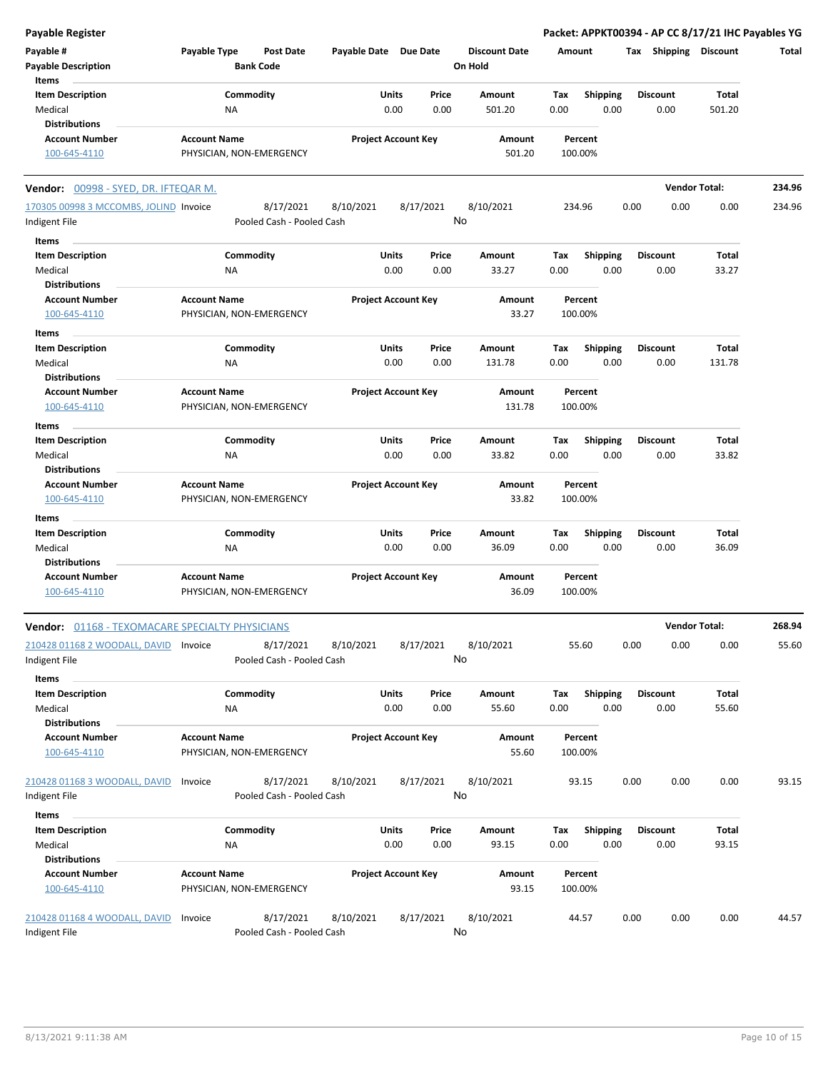**Payable Register** — **Packet: APPKT00394 - AP CC 8/17/21 IHC Payables YG**

| Payable # | Payable Type | Post Date | Payable Date | Due Date | Discount Date | Amount | Tax | Shipping | Discount | Total |
|---|---|---|---|---|---|---|---|---|---|---|
| Payable Description | | Bank Code | | | On Hold | | | | | |

**Items**

| Item Description | Commodity | Units | Price | Amount | Tax | Shipping | Discount | Total |
|---|---|---|---|---|---|---|---|---|
| Medical | NA | 0.00 | 0.00 | 501.20 | 0.00 | 0.00 | 0.00 | 501.20 |

**Distributions**

| Account Number | Account Name | Project Account Key | Amount | Percent |
|---|---|---|---|---|
| 100-645-4110 | PHYSICIAN, NON-EMERGENCY | | 501.20 | 100.00% |

---

**Vendor: 00998 - SYED, DR. IFTEQAR M.** — **Vendor Total: 234.96**

| Payable # | Payable Type | Post Date | Payable Date | Due Date | Discount Date | Amount | Tax | Shipping | Discount | Total |
|---|---|---|---|---|---|---|---|---|---|---|
| 170305 00998 3 MCCOMBS, JOLIND | Invoice | 8/17/2021 | 8/10/2021 | 8/17/2021 | 8/10/2021 | 234.96 | 0.00 | 0.00 | 0.00 | 234.96 |
| Indigent File | | Pooled Cash - Pooled Cash | | | No | | | | | |

**Items**

| Item Description | Commodity | Units | Price | Amount | Tax | Shipping | Discount | Total |
|---|---|---|---|---|---|---|---|---|
| Medical | NA | 0.00 | 0.00 | 33.27 | 0.00 | 0.00 | 0.00 | 33.27 |

**Distributions**

| Account Number | Account Name | Project Account Key | Amount | Percent |
|---|---|---|---|---|
| 100-645-4110 | PHYSICIAN, NON-EMERGENCY | | 33.27 | 100.00% |

**Items**

| Item Description | Commodity | Units | Price | Amount | Tax | Shipping | Discount | Total |
|---|---|---|---|---|---|---|---|---|
| Medical | NA | 0.00 | 0.00 | 131.78 | 0.00 | 0.00 | 0.00 | 131.78 |

**Distributions**

| Account Number | Account Name | Project Account Key | Amount | Percent |
|---|---|---|---|---|
| 100-645-4110 | PHYSICIAN, NON-EMERGENCY | | 131.78 | 100.00% |

**Items**

| Item Description | Commodity | Units | Price | Amount | Tax | Shipping | Discount | Total |
|---|---|---|---|---|---|---|---|---|
| Medical | NA | 0.00 | 0.00 | 33.82 | 0.00 | 0.00 | 0.00 | 33.82 |

**Distributions**

| Account Number | Account Name | Project Account Key | Amount | Percent |
|---|---|---|---|---|
| 100-645-4110 | PHYSICIAN, NON-EMERGENCY | | 33.82 | 100.00% |

**Items**

| Item Description | Commodity | Units | Price | Amount | Tax | Shipping | Discount | Total |
|---|---|---|---|---|---|---|---|---|
| Medical | NA | 0.00 | 0.00 | 36.09 | 0.00 | 0.00 | 0.00 | 36.09 |

**Distributions**

| Account Number | Account Name | Project Account Key | Amount | Percent |
|---|---|---|---|---|
| 100-645-4110 | PHYSICIAN, NON-EMERGENCY | | 36.09 | 100.00% |

---

**Vendor: 01168 - TEXOMACARE SPECIALTY PHYSICIANS** — **Vendor Total: 268.94**

| Payable # | Payable Type | Post Date | Payable Date | Due Date | Discount Date | Amount | Tax | Shipping | Discount | Total |
|---|---|---|---|---|---|---|---|---|---|---|
| 210428 01168 2 WOODALL, DAVID | Invoice | 8/17/2021 | 8/10/2021 | 8/17/2021 | 8/10/2021 | 55.60 | 0.00 | 0.00 | 0.00 | 55.60 |
| Indigent File | | Pooled Cash - Pooled Cash | | | No | | | | | |

**Items**

| Item Description | Commodity | Units | Price | Amount | Tax | Shipping | Discount | Total |
|---|---|---|---|---|---|---|---|---|
| Medical | NA | 0.00 | 0.00 | 55.60 | 0.00 | 0.00 | 0.00 | 55.60 |

**Distributions**

| Account Number | Account Name | Project Account Key | Amount | Percent |
|---|---|---|---|---|
| 100-645-4110 | PHYSICIAN, NON-EMERGENCY | | 55.60 | 100.00% |

| Payable # | Payable Type | Post Date | Payable Date | Due Date | Discount Date | Amount | Tax | Shipping | Discount | Total |
|---|---|---|---|---|---|---|---|---|---|---|
| 210428 01168 3 WOODALL, DAVID | Invoice | 8/17/2021 | 8/10/2021 | 8/17/2021 | 8/10/2021 | 93.15 | 0.00 | 0.00 | 0.00 | 93.15 |
| Indigent File | | Pooled Cash - Pooled Cash | | | No | | | | | |

**Items**

| Item Description | Commodity | Units | Price | Amount | Tax | Shipping | Discount | Total |
|---|---|---|---|---|---|---|---|---|
| Medical | NA | 0.00 | 0.00 | 93.15 | 0.00 | 0.00 | 0.00 | 93.15 |

**Distributions**

| Account Number | Account Name | Project Account Key | Amount | Percent |
|---|---|---|---|---|
| 100-645-4110 | PHYSICIAN, NON-EMERGENCY | | 93.15 | 100.00% |

| Payable # | Payable Type | Post Date | Payable Date | Due Date | Discount Date | Amount | Tax | Shipping | Discount | Total |
|---|---|---|---|---|---|---|---|---|---|---|
| 210428 01168 4 WOODALL, DAVID | Invoice | 8/17/2021 | 8/10/2021 | 8/17/2021 | 8/10/2021 | 44.57 | 0.00 | 0.00 | 0.00 | 44.57 |
| Indigent File | | Pooled Cash - Pooled Cash | | | No | | | | | |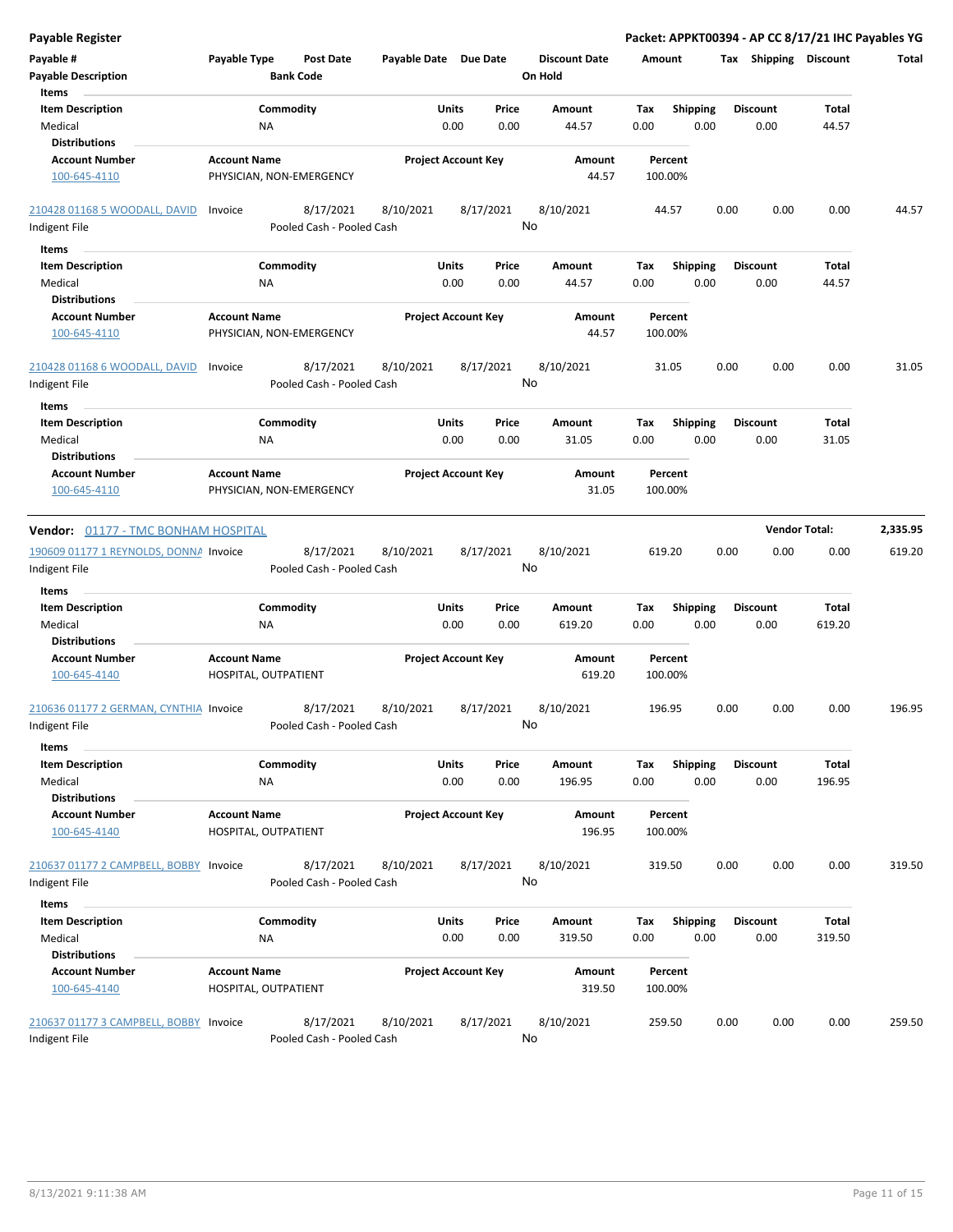**Payable Register** **Packet: APPKT00394 - AP CC 8/17/21 IHC Payables YG**

| Payable # | Payable Type | Post Date | Payable Date | Due Date | Discount Date | Amount | Tax | Shipping | Discount | Total |
|---|---|---|---|---|---|---|---|---|---|---|
| **Payable Description** | | **Bank Code** | | | **On Hold** | | | | | |

**Items**

| Item Description | Commodity | Units | Price | Amount | Tax | Shipping | Discount | Total |
|---|---|---|---|---|---|---|---|---|
| Medical | NA | 0.00 | 0.00 | 44.57 | 0.00 | 0.00 | 0.00 | 44.57 |

**Distributions**

| Account Number | Account Name | Project Account Key | Amount | Percent |
|---|---|---|---|---|
| 100-645-4110 | PHYSICIAN, NON-EMERGENCY | | 44.57 | 100.00% |

| Payable # | Payable Type | Post Date | Payable Date | Due Date | Discount Date | Amount | Tax | Shipping | Discount | Total |
|---|---|---|---|---|---|---|---|---|---|---|
| 210428 01168 5 WOODALL, DAVID | Invoice | 8/17/2021 | 8/10/2021 | 8/17/2021 | 8/10/2021 | 44.57 | 0.00 | 0.00 | 0.00 | 44.57 |
| Indigent File | | Pooled Cash - Pooled Cash | | | No | | | | | |

**Items**

| Item Description | Commodity | Units | Price | Amount | Tax | Shipping | Discount | Total |
|---|---|---|---|---|---|---|---|---|
| Medical | NA | 0.00 | 0.00 | 44.57 | 0.00 | 0.00 | 0.00 | 44.57 |

**Distributions**

| Account Number | Account Name | Project Account Key | Amount | Percent |
|---|---|---|---|---|
| 100-645-4110 | PHYSICIAN, NON-EMERGENCY | | 44.57 | 100.00% |

| Payable # | Payable Type | Post Date | Payable Date | Due Date | Discount Date | Amount | Tax | Shipping | Discount | Total |
|---|---|---|---|---|---|---|---|---|---|---|
| 210428 01168 6 WOODALL, DAVID | Invoice | 8/17/2021 | 8/10/2021 | 8/17/2021 | 8/10/2021 | 31.05 | 0.00 | 0.00 | 0.00 | 31.05 |
| Indigent File | | Pooled Cash - Pooled Cash | | | No | | | | | |

**Items**

| Item Description | Commodity | Units | Price | Amount | Tax | Shipping | Discount | Total |
|---|---|---|---|---|---|---|---|---|
| Medical | NA | 0.00 | 0.00 | 31.05 | 0.00 | 0.00 | 0.00 | 31.05 |

**Distributions**

| Account Number | Account Name | Project Account Key | Amount | Percent |
|---|---|---|---|---|
| 100-645-4110 | PHYSICIAN, NON-EMERGENCY | | 31.05 | 100.00% |

**Vendor:** 01177 - TMC BONHAM HOSPITAL **Vendor Total: 2,335.95**

| Payable # | Payable Type | Post Date | Payable Date | Due Date | Discount Date | Amount | Tax | Shipping | Discount | Total |
|---|---|---|---|---|---|---|---|---|---|---|
| 190609 01177 1 REYNOLDS, DONNA | Invoice | 8/17/2021 | 8/10/2021 | 8/17/2021 | 8/10/2021 | 619.20 | 0.00 | 0.00 | 0.00 | 619.20 |
| Indigent File | | Pooled Cash - Pooled Cash | | | No | | | | | |

**Items**

| Item Description | Commodity | Units | Price | Amount | Tax | Shipping | Discount | Total |
|---|---|---|---|---|---|---|---|---|
| Medical | NA | 0.00 | 0.00 | 619.20 | 0.00 | 0.00 | 0.00 | 619.20 |

**Distributions**

| Account Number | Account Name | Project Account Key | Amount | Percent |
|---|---|---|---|---|
| 100-645-4140 | HOSPITAL, OUTPATIENT | | 619.20 | 100.00% |

| Payable # | Payable Type | Post Date | Payable Date | Due Date | Discount Date | Amount | Tax | Shipping | Discount | Total |
|---|---|---|---|---|---|---|---|---|---|---|
| 210636 01177 2 GERMAN, CYNTHIA | Invoice | 8/17/2021 | 8/10/2021 | 8/17/2021 | 8/10/2021 | 196.95 | 0.00 | 0.00 | 0.00 | 196.95 |
| Indigent File | | Pooled Cash - Pooled Cash | | | No | | | | | |

**Items**

| Item Description | Commodity | Units | Price | Amount | Tax | Shipping | Discount | Total |
|---|---|---|---|---|---|---|---|---|
| Medical | NA | 0.00 | 0.00 | 196.95 | 0.00 | 0.00 | 0.00 | 196.95 |

**Distributions**

| Account Number | Account Name | Project Account Key | Amount | Percent |
|---|---|---|---|---|
| 100-645-4140 | HOSPITAL, OUTPATIENT | | 196.95 | 100.00% |

| Payable # | Payable Type | Post Date | Payable Date | Due Date | Discount Date | Amount | Tax | Shipping | Discount | Total |
|---|---|---|---|---|---|---|---|---|---|---|
| 210637 01177 2 CAMPBELL, BOBBY | Invoice | 8/17/2021 | 8/10/2021 | 8/17/2021 | 8/10/2021 | 319.50 | 0.00 | 0.00 | 0.00 | 319.50 |
| Indigent File | | Pooled Cash - Pooled Cash | | | No | | | | | |

**Items**

| Item Description | Commodity | Units | Price | Amount | Tax | Shipping | Discount | Total |
|---|---|---|---|---|---|---|---|---|
| Medical | NA | 0.00 | 0.00 | 319.50 | 0.00 | 0.00 | 0.00 | 319.50 |

**Distributions**

| Account Number | Account Name | Project Account Key | Amount | Percent |
|---|---|---|---|---|
| 100-645-4140 | HOSPITAL, OUTPATIENT | | 319.50 | 100.00% |

| Payable # | Payable Type | Post Date | Payable Date | Due Date | Discount Date | Amount | Tax | Shipping | Discount | Total |
|---|---|---|---|---|---|---|---|---|---|---|
| 210637 01177 3 CAMPBELL, BOBBY | Invoice | 8/17/2021 | 8/10/2021 | 8/17/2021 | 8/10/2021 | 259.50 | 0.00 | 0.00 | 0.00 | 259.50 |
| Indigent File | | Pooled Cash - Pooled Cash | | | No | | | | | |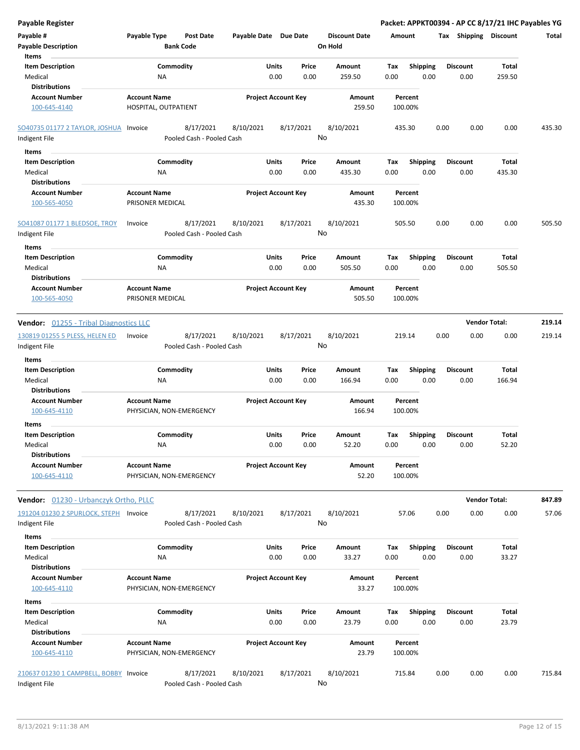**Payable Register** — **Packet: APPKT00394 - AP CC 8/17/21 IHC Payables YG**

| Payable # / Payable Description | Payable Type | Post Date / Bank Code | Payable Date | Due Date | Discount Date / On Hold | Amount | Tax | Shipping | Discount | Total |
|---|---|---|---|---|---|---|---|---|---|---|

**Items**

| Item Description | Commodity | Units | Price | Amount | Tax | Shipping | Discount | Total |
|---|---|---|---|---|---|---|---|---|
| Medical | NA | 0.00 | 0.00 | 259.50 | 0.00 | 0.00 | 0.00 | 259.50 |

**Distributions**

| Account Number | Account Name | Project Account Key | Amount | Percent |
|---|---|---|---|---|
| 100-645-4140 | HOSPITAL, OUTPATIENT | | 259.50 | 100.00% |

| Payable # | Payable Type | Post Date | Payable Date | Due Date | Discount Date | Amount | Tax | Shipping | Discount | Total |
|---|---|---|---|---|---|---|---|---|---|---|
| SO40735 01177 2 TAYLOR, JOSHUA | Invoice | 8/17/2021 | 8/10/2021 | 8/17/2021 | 8/10/2021 | 435.30 | 0.00 | 0.00 | 0.00 | 435.30 |
| Indigent File | | Pooled Cash - Pooled Cash | | | No | | | | | |

**Items**

| Item Description | Commodity | Units | Price | Amount | Tax | Shipping | Discount | Total |
|---|---|---|---|---|---|---|---|---|
| Medical | NA | 0.00 | 0.00 | 435.30 | 0.00 | 0.00 | 0.00 | 435.30 |

**Distributions**

| Account Number | Account Name | Project Account Key | Amount | Percent |
|---|---|---|---|---|
| 100-565-4050 | PRISONER MEDICAL | | 435.30 | 100.00% |

| Payable # | Payable Type | Post Date | Payable Date | Due Date | Discount Date | Amount | Tax | Shipping | Discount | Total |
|---|---|---|---|---|---|---|---|---|---|---|
| SO41087 01177 1 BLEDSOE, TROY | Invoice | 8/17/2021 | 8/10/2021 | 8/17/2021 | 8/10/2021 | 505.50 | 0.00 | 0.00 | 0.00 | 505.50 |
| Indigent File | | Pooled Cash - Pooled Cash | | | No | | | | | |

**Items**

| Item Description | Commodity | Units | Price | Amount | Tax | Shipping | Discount | Total |
|---|---|---|---|---|---|---|---|---|
| Medical | NA | 0.00 | 0.00 | 505.50 | 0.00 | 0.00 | 0.00 | 505.50 |

**Distributions**

| Account Number | Account Name | Project Account Key | Amount | Percent |
|---|---|---|---|---|
| 100-565-4050 | PRISONER MEDICAL | | 505.50 | 100.00% |

**Vendor: 01255 - Tribal Diagnostics LLC** — **Vendor Total: 219.14**

| Payable # | Payable Type | Post Date | Payable Date | Due Date | Discount Date | Amount | Tax | Shipping | Discount | Total |
|---|---|---|---|---|---|---|---|---|---|---|
| 130819 01255 5 PLESS, HELEN ED | Invoice | 8/17/2021 | 8/10/2021 | 8/17/2021 | 8/10/2021 | 219.14 | 0.00 | 0.00 | 0.00 | 219.14 |
| Indigent File | | Pooled Cash - Pooled Cash | | | No | | | | | |

**Items**

| Item Description | Commodity | Units | Price | Amount | Tax | Shipping | Discount | Total |
|---|---|---|---|---|---|---|---|---|
| Medical | NA | 0.00 | 0.00 | 166.94 | 0.00 | 0.00 | 0.00 | 166.94 |

**Distributions**

| Account Number | Account Name | Project Account Key | Amount | Percent |
|---|---|---|---|---|
| 100-645-4110 | PHYSICIAN, NON-EMERGENCY | | 166.94 | 100.00% |

**Items**

| Item Description | Commodity | Units | Price | Amount | Tax | Shipping | Discount | Total |
|---|---|---|---|---|---|---|---|---|
| Medical | NA | 0.00 | 0.00 | 52.20 | 0.00 | 0.00 | 0.00 | 52.20 |

**Distributions**

| Account Number | Account Name | Project Account Key | Amount | Percent |
|---|---|---|---|---|
| 100-645-4110 | PHYSICIAN, NON-EMERGENCY | | 52.20 | 100.00% |

**Vendor: 01230 - Urbanczyk Ortho, PLLC** — **Vendor Total: 847.89**

| Payable # | Payable Type | Post Date | Payable Date | Due Date | Discount Date | Amount | Tax | Shipping | Discount | Total |
|---|---|---|---|---|---|---|---|---|---|---|
| 191204 01230 2 SPURLOCK, STEPH | Invoice | 8/17/2021 | 8/10/2021 | 8/17/2021 | 8/10/2021 | 57.06 | 0.00 | 0.00 | 0.00 | 57.06 |
| Indigent File | | Pooled Cash - Pooled Cash | | | No | | | | | |

**Items**

| Item Description | Commodity | Units | Price | Amount | Tax | Shipping | Discount | Total |
|---|---|---|---|---|---|---|---|---|
| Medical | NA | 0.00 | 0.00 | 33.27 | 0.00 | 0.00 | 0.00 | 33.27 |

**Distributions**

| Account Number | Account Name | Project Account Key | Amount | Percent |
|---|---|---|---|---|
| 100-645-4110 | PHYSICIAN, NON-EMERGENCY | | 33.27 | 100.00% |

**Items**

| Item Description | Commodity | Units | Price | Amount | Tax | Shipping | Discount | Total |
|---|---|---|---|---|---|---|---|---|
| Medical | NA | 0.00 | 0.00 | 23.79 | 0.00 | 0.00 | 0.00 | 23.79 |

**Distributions**

| Account Number | Account Name | Project Account Key | Amount | Percent |
|---|---|---|---|---|
| 100-645-4110 | PHYSICIAN, NON-EMERGENCY | | 23.79 | 100.00% |

| Payable # | Payable Type | Post Date | Payable Date | Due Date | Discount Date | Amount | Tax | Shipping | Discount | Total |
|---|---|---|---|---|---|---|---|---|---|---|
| 210637 01230 1 CAMPBELL, BOBBY | Invoice | 8/17/2021 | 8/10/2021 | 8/17/2021 | 8/10/2021 | 715.84 | 0.00 | 0.00 | 0.00 | 715.84 |
| Indigent File | | Pooled Cash - Pooled Cash | | | No | | | | | |

8/13/2021 9:11:38 AM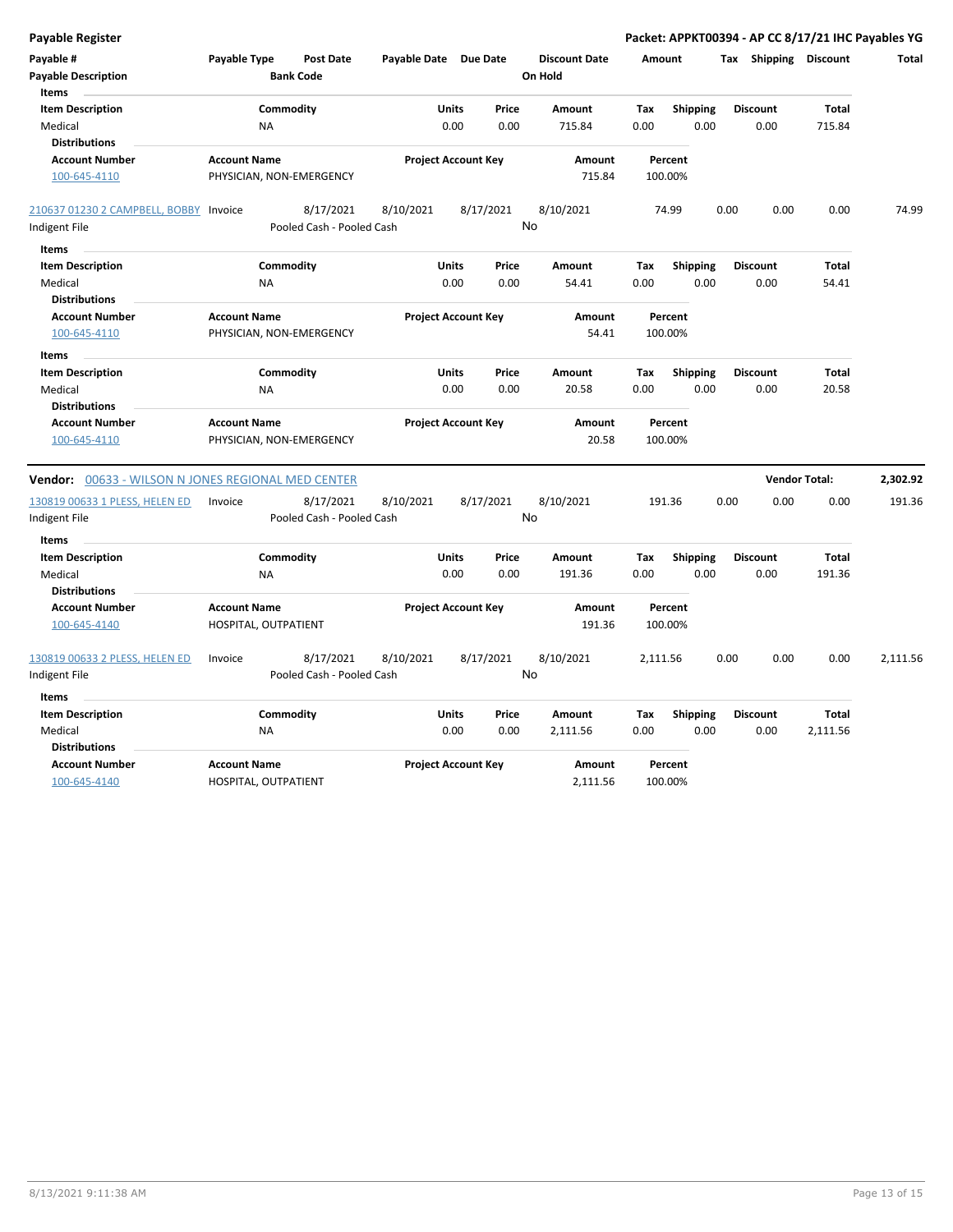| Payable # | Payable Type | Post Date | Payable Date | Due Date | Discount Date | Amount | Tax | Shipping | Discount | Total |
|---|---|---|---|---|---|---|---|---|---|---|
| Payable Description | | Bank Code | | | On Hold | | | | | |

**Items**

| Item Description | Commodity | Units | Price | Amount | Tax | Shipping | Discount | Total |
|---|---|---|---|---|---|---|---|---|
| Medical | NA | 0.00 | 0.00 | 715.84 | 0.00 | 0.00 | 0.00 | 715.84 |

**Distributions**

| Account Number | Account Name | Project Account Key | Amount | Percent |
|---|---|---|---|---|
| 100-645-4110 | PHYSICIAN, NON-EMERGENCY | | 715.84 | 100.00% |

| Payable # | Payable Type | Post Date | Payable Date | Due Date | Discount Date | Amount | Tax | Shipping | Discount | Total |
|---|---|---|---|---|---|---|---|---|---|---|
| 210637 01230 2 CAMPBELL, BOBBY | Invoice | 8/17/2021 | 8/10/2021 | 8/17/2021 | 8/10/2021 | 74.99 | 0.00 | 0.00 | 0.00 | 74.99 |
| Indigent File | | Pooled Cash - Pooled Cash | | | No | | | | | |

**Items**

| Item Description | Commodity | Units | Price | Amount | Tax | Shipping | Discount | Total |
|---|---|---|---|---|---|---|---|---|
| Medical | NA | 0.00 | 0.00 | 54.41 | 0.00 | 0.00 | 0.00 | 54.41 |

**Distributions**

| Account Number | Account Name | Project Account Key | Amount | Percent |
|---|---|---|---|---|
| 100-645-4110 | PHYSICIAN, NON-EMERGENCY | | 54.41 | 100.00% |

**Items**

| Item Description | Commodity | Units | Price | Amount | Tax | Shipping | Discount | Total |
|---|---|---|---|---|---|---|---|---|
| Medical | NA | 0.00 | 0.00 | 20.58 | 0.00 | 0.00 | 0.00 | 20.58 |

**Distributions**

| Account Number | Account Name | Project Account Key | Amount | Percent |
|---|---|---|---|---|
| 100-645-4110 | PHYSICIAN, NON-EMERGENCY | | 20.58 | 100.00% |

**Vendor:** 00633 - WILSON N JONES REGIONAL MED CENTER — **Vendor Total: 2,302.92**

| Payable # | Payable Type | Post Date | Payable Date | Due Date | Discount Date | Amount | Tax | Shipping | Discount | Total |
|---|---|---|---|---|---|---|---|---|---|---|
| 130819 00633 1 PLESS, HELEN ED | Invoice | 8/17/2021 | 8/10/2021 | 8/17/2021 | 8/10/2021 | 191.36 | 0.00 | 0.00 | 0.00 | 191.36 |
| Indigent File | | Pooled Cash - Pooled Cash | | | No | | | | | |

**Items**

| Item Description | Commodity | Units | Price | Amount | Tax | Shipping | Discount | Total |
|---|---|---|---|---|---|---|---|---|
| Medical | NA | 0.00 | 0.00 | 191.36 | 0.00 | 0.00 | 0.00 | 191.36 |

**Distributions**

| Account Number | Account Name | Project Account Key | Amount | Percent |
|---|---|---|---|---|
| 100-645-4140 | HOSPITAL, OUTPATIENT | | 191.36 | 100.00% |

| Payable # | Payable Type | Post Date | Payable Date | Due Date | Discount Date | Amount | Tax | Shipping | Discount | Total |
|---|---|---|---|---|---|---|---|---|---|---|
| 130819 00633 2 PLESS, HELEN ED | Invoice | 8/17/2021 | 8/10/2021 | 8/17/2021 | 8/10/2021 | 2,111.56 | 0.00 | 0.00 | 0.00 | 2,111.56 |
| Indigent File | | Pooled Cash - Pooled Cash | | | No | | | | | |

**Items**

| Item Description | Commodity | Units | Price | Amount | Tax | Shipping | Discount | Total |
|---|---|---|---|---|---|---|---|---|
| Medical | NA | 0.00 | 0.00 | 2,111.56 | 0.00 | 0.00 | 0.00 | 2,111.56 |

**Distributions**

| Account Number | Account Name | Project Account Key | Amount | Percent |
|---|---|---|---|---|
| 100-645-4140 | HOSPITAL, OUTPATIENT | | 2,111.56 | 100.00% |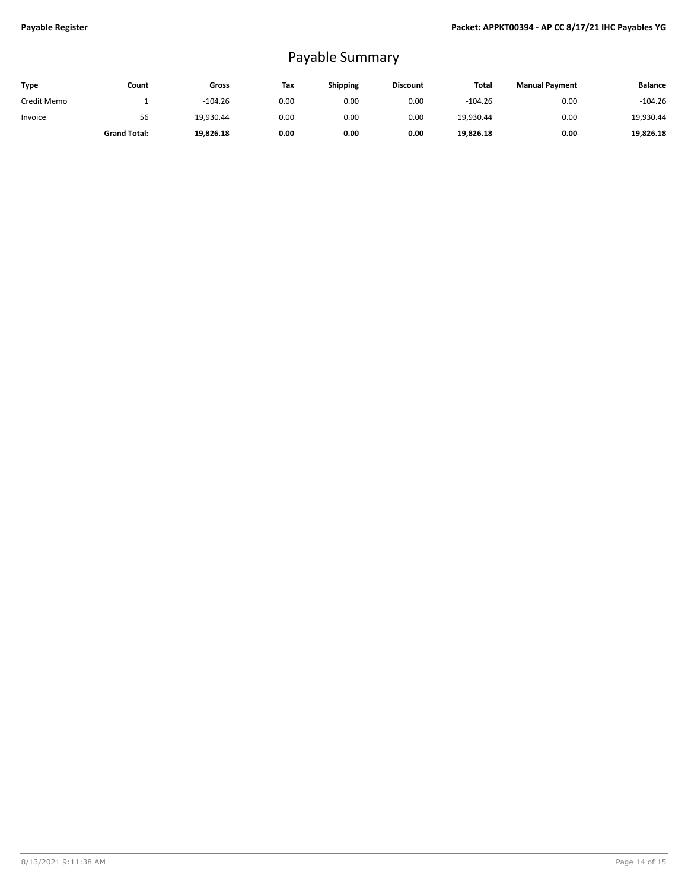# Payable Summary

| Type | Count | Gross | Tax | Shipping | Discount | Total | Manual Payment | Balance |
|---|---|---|---|---|---|---|---|---|
| Credit Memo | 1 | -104.26 | 0.00 | 0.00 | 0.00 | -104.26 | 0.00 | -104.26 |
| Invoice | 56 | 19,930.44 | 0.00 | 0.00 | 0.00 | 19,930.44 | 0.00 | 19,930.44 |
| | **Grand Total:** | **19,826.18** | **0.00** | **0.00** | **0.00** | **19,826.18** | **0.00** | **19,826.18** |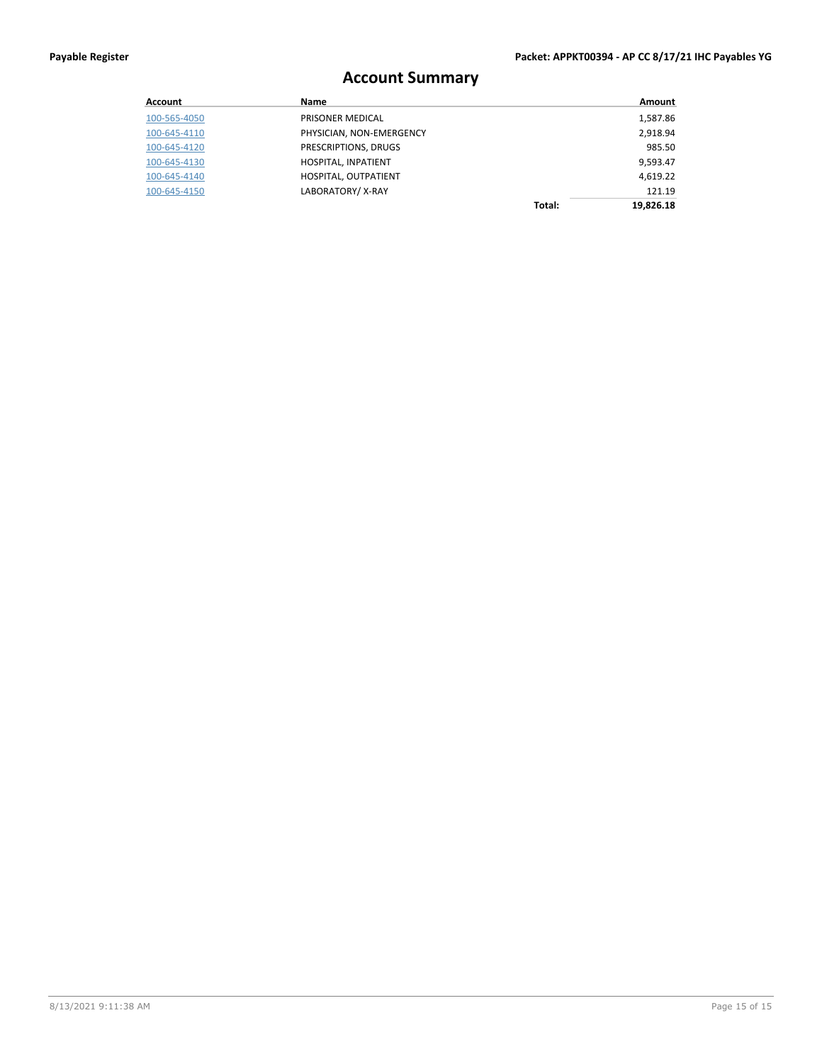## Account Summary

| Account | Name | | Amount |
|---|---|---|---|
| 100-565-4050 | PRISONER MEDICAL | | 1,587.86 |
| 100-645-4110 | PHYSICIAN, NON-EMERGENCY | | 2,918.94 |
| 100-645-4120 | PRESCRIPTIONS, DRUGS | | 985.50 |
| 100-645-4130 | HOSPITAL, INPATIENT | | 9,593.47 |
| 100-645-4140 | HOSPITAL, OUTPATIENT | | 4,619.22 |
| 100-645-4150 | LABORATORY/ X-RAY | | 121.19 |
| | | **Total:** | **19,826.18** |